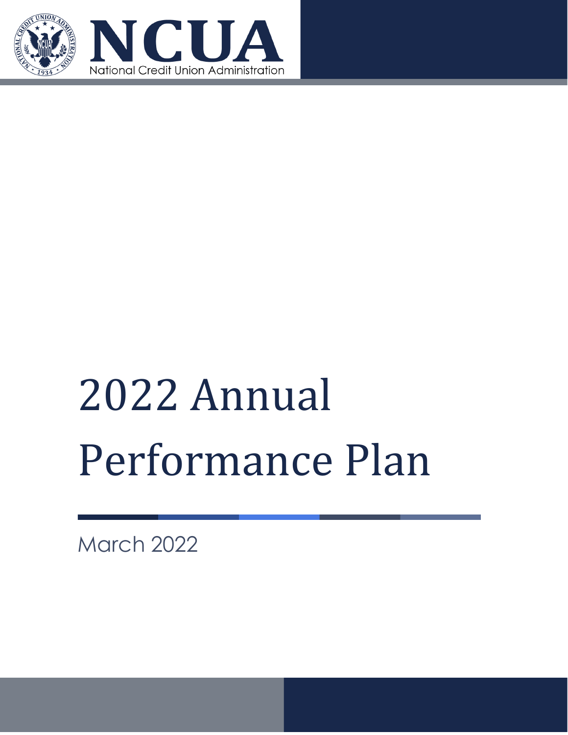NCUA

National Credit Union Administration

# 2022 Annual Performance Plan

March 2022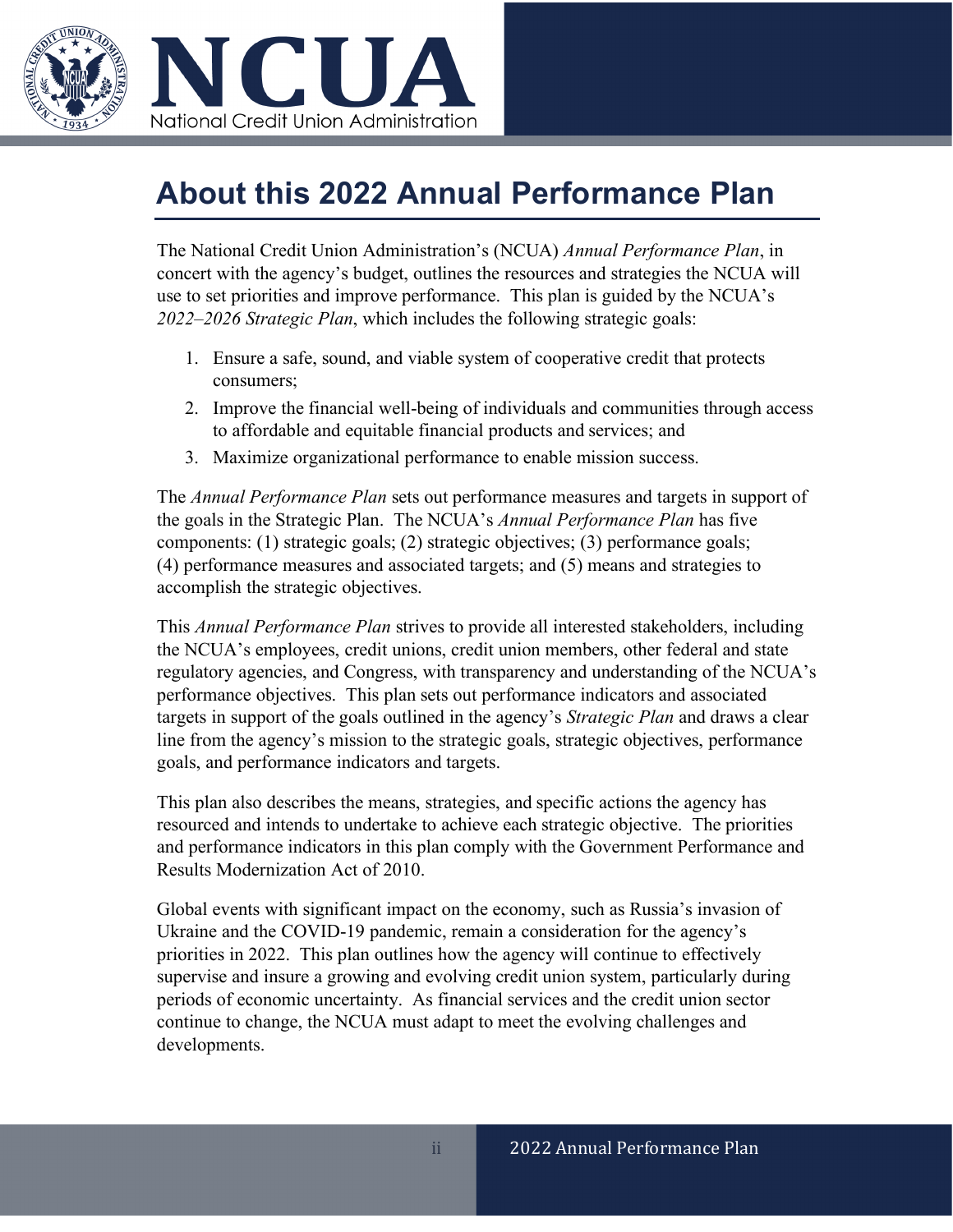# About this 2022 Annual Performance Plan

The National Credit Union Administration's (NCUA) *Annual Performance Plan*, in concert with the agency's budget, outlines the resources and strategies the NCUA will use to set priorities and improve performance. This plan is guided by the NCUA's *2022–2026 Strategic Plan*, which includes the following strategic goals:

1. Ensure a safe, sound, and viable system of cooperative credit that protects consumers;
2. Improve the financial well-being of individuals and communities through access to affordable and equitable financial products and services; and
3. Maximize organizational performance to enable mission success.

The *Annual Performance Plan* sets out performance measures and targets in support of the goals in the Strategic Plan. The NCUA's *Annual Performance Plan* has five components: (1) strategic goals; (2) strategic objectives; (3) performance goals; (4) performance measures and associated targets; and (5) means and strategies to accomplish the strategic objectives.

This *Annual Performance Plan* strives to provide all interested stakeholders, including the NCUA's employees, credit unions, credit union members, other federal and state regulatory agencies, and Congress, with transparency and understanding of the NCUA's performance objectives. This plan sets out performance indicators and associated targets in support of the goals outlined in the agency's *Strategic Plan* and draws a clear line from the agency's mission to the strategic goals, strategic objectives, performance goals, and performance indicators and targets.

This plan also describes the means, strategies, and specific actions the agency has resourced and intends to undertake to achieve each strategic objective. The priorities and performance indicators in this plan comply with the Government Performance and Results Modernization Act of 2010.

Global events with significant impact on the economy, such as Russia's invasion of Ukraine and the COVID-19 pandemic, remain a consideration for the agency's priorities in 2022. This plan outlines how the agency will continue to effectively supervise and insure a growing and evolving credit union system, particularly during periods of economic uncertainty. As financial services and the credit union sector continue to change, the NCUA must adapt to meet the evolving challenges and developments.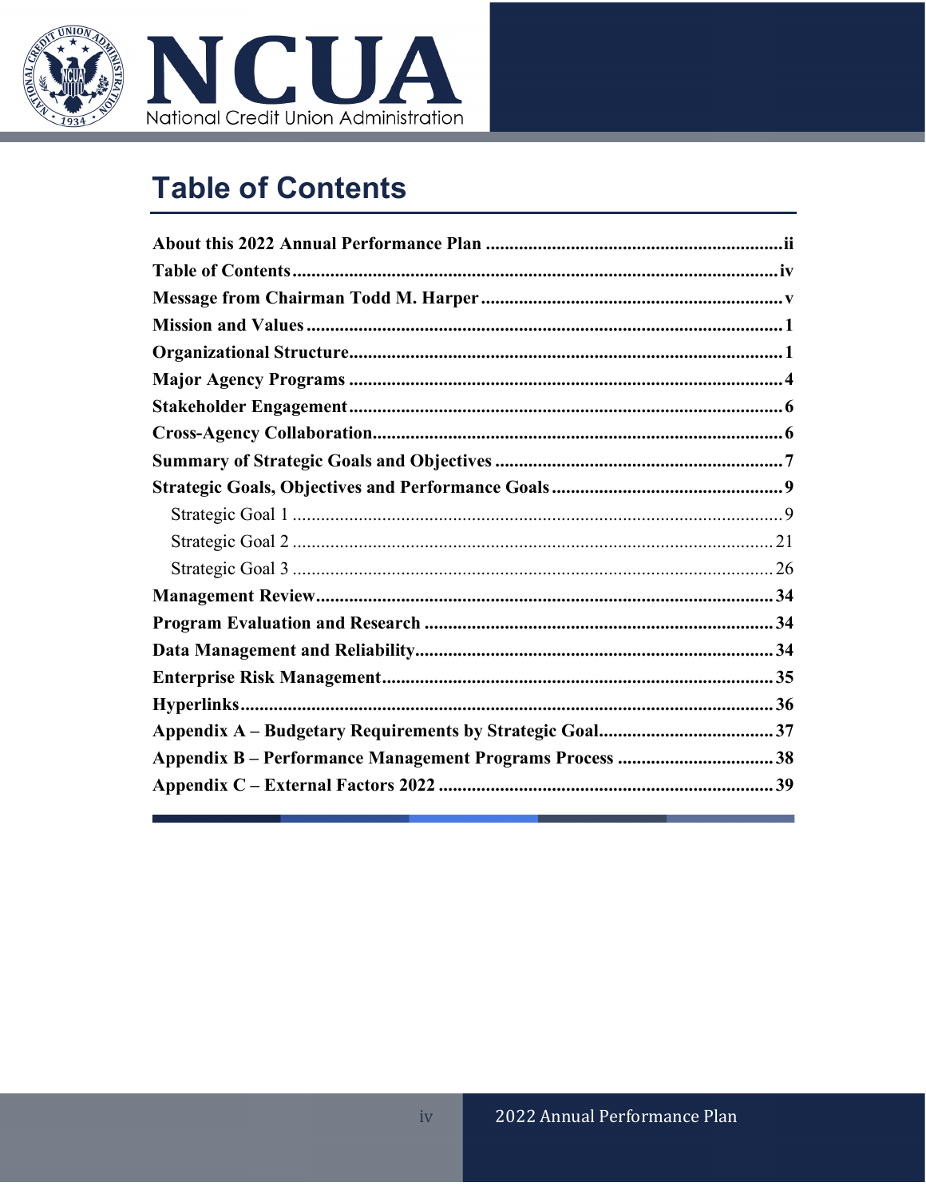# Table of Contents

About this 2022 Annual Performance Plan ............ ii
Table of Contents ............ iv
Message from Chairman Todd M. Harper ............ v
Mission and Values ............ 1
Organizational Structure ............ 1
Major Agency Programs ............ 4
Stakeholder Engagement ............ 6
Cross-Agency Collaboration ............ 6
Summary of Strategic Goals and Objectives ............ 7
Strategic Goals, Objectives and Performance Goals ............ 9
- Strategic Goal 1 ............ 9
- Strategic Goal 2 ............ 21
- Strategic Goal 3 ............ 26

Management Review ............ 34
Program Evaluation and Research ............ 34
Data Management and Reliability ............ 34
Enterprise Risk Management ............ 35
Hyperlinks ............ 36
Appendix A – Budgetary Requirements by Strategic Goal ............ 37
Appendix B – Performance Management Programs Process ............ 38
Appendix C – External Factors 2022 ............ 39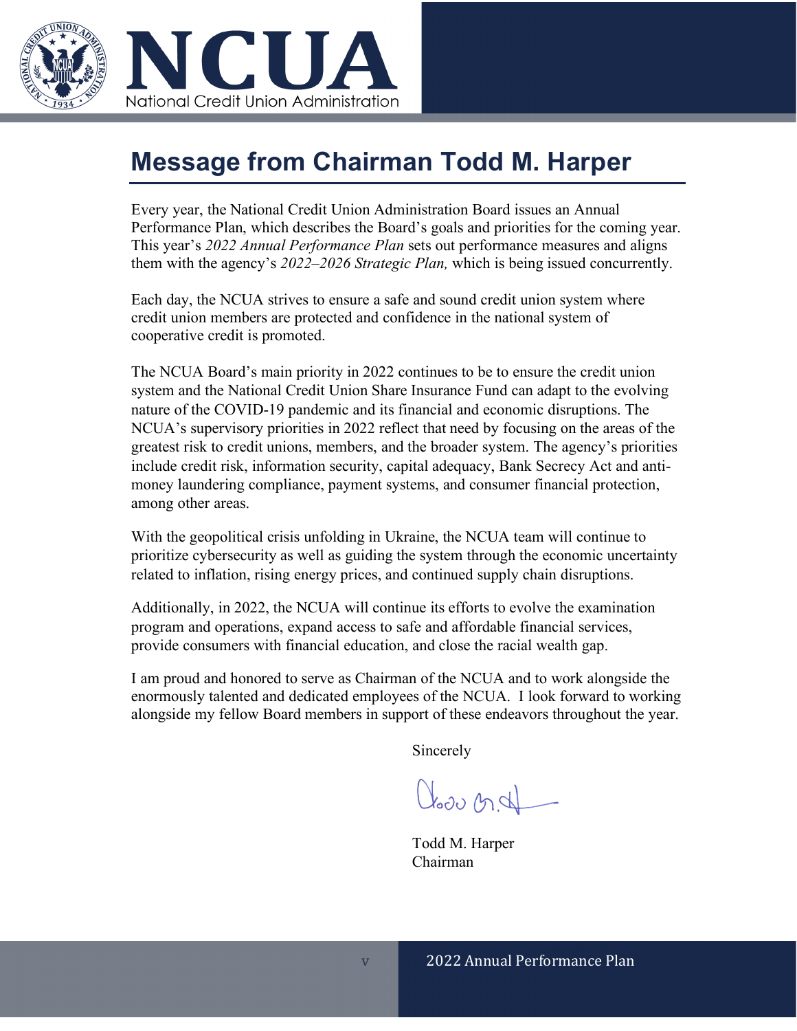# Message from Chairman Todd M. Harper

Every year, the National Credit Union Administration Board issues an Annual Performance Plan, which describes the Board's goals and priorities for the coming year. This year's *2022 Annual Performance Plan* sets out performance measures and aligns them with the agency's *2022–2026 Strategic Plan,* which is being issued concurrently.

Each day, the NCUA strives to ensure a safe and sound credit union system where credit union members are protected and confidence in the national system of cooperative credit is promoted.

The NCUA Board's main priority in 2022 continues to be to ensure the credit union system and the National Credit Union Share Insurance Fund can adapt to the evolving nature of the COVID-19 pandemic and its financial and economic disruptions. The NCUA's supervisory priorities in 2022 reflect that need by focusing on the areas of the greatest risk to credit unions, members, and the broader system. The agency's priorities include credit risk, information security, capital adequacy, Bank Secrecy Act and anti-money laundering compliance, payment systems, and consumer financial protection, among other areas.

With the geopolitical crisis unfolding in Ukraine, the NCUA team will continue to prioritize cybersecurity as well as guiding the system through the economic uncertainty related to inflation, rising energy prices, and continued supply chain disruptions.

Additionally, in 2022, the NCUA will continue its efforts to evolve the examination program and operations, expand access to safe and affordable financial services, provide consumers with financial education, and close the racial wealth gap.

I am proud and honored to serve as Chairman of the NCUA and to work alongside the enormously talented and dedicated employees of the NCUA. I look forward to working alongside my fellow Board members in support of these endeavors throughout the year.

Sincerely

Todd M. Harper
Chairman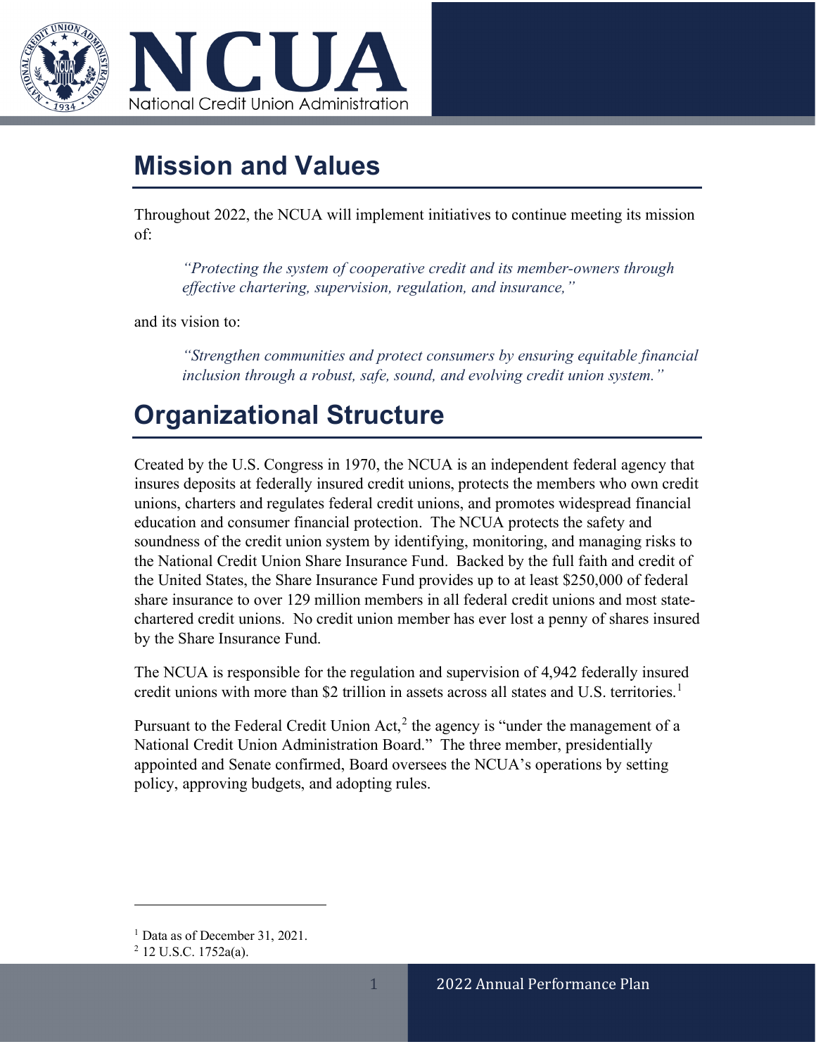## Mission and Values

Throughout 2022, the NCUA will implement initiatives to continue meeting its mission of:

> *"Protecting the system of cooperative credit and its member-owners through effective chartering, supervision, regulation, and insurance,"*

and its vision to:

> *"Strengthen communities and protect consumers by ensuring equitable financial inclusion through a robust, safe, sound, and evolving credit union system."*

## Organizational Structure

Created by the U.S. Congress in 1970, the NCUA is an independent federal agency that insures deposits at federally insured credit unions, protects the members who own credit unions, charters and regulates federal credit unions, and promotes widespread financial education and consumer financial protection. The NCUA protects the safety and soundness of the credit union system by identifying, monitoring, and managing risks to the National Credit Union Share Insurance Fund. Backed by the full faith and credit of the United States, the Share Insurance Fund provides up to at least $250,000 of federal share insurance to over 129 million members in all federal credit unions and most state-chartered credit unions. No credit union member has ever lost a penny of shares insured by the Share Insurance Fund.

The NCUA is responsible for the regulation and supervision of 4,942 federally insured credit unions with more than $2 trillion in assets across all states and U.S. territories.[1]

Pursuant to the Federal Credit Union Act,[2] the agency is "under the management of a National Credit Union Administration Board." The three member, presidentially appointed and Senate confirmed, Board oversees the NCUA's operations by setting policy, approving budgets, and adopting rules.

---

[1] Data as of December 31, 2021.

[2] 12 U.S.C. 1752a(a).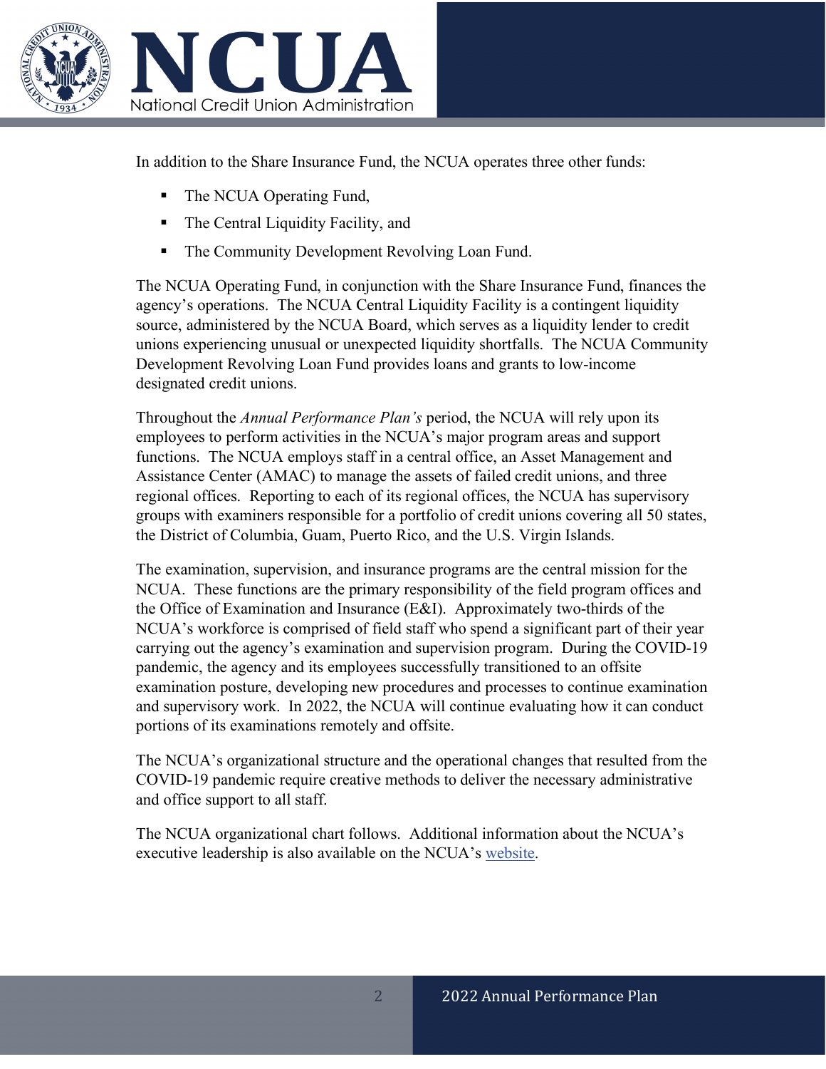In addition to the Share Insurance Fund, the NCUA operates three other funds:

- The NCUA Operating Fund,
- The Central Liquidity Facility, and
- The Community Development Revolving Loan Fund.

The NCUA Operating Fund, in conjunction with the Share Insurance Fund, finances the agency's operations. The NCUA Central Liquidity Facility is a contingent liquidity source, administered by the NCUA Board, which serves as a liquidity lender to credit unions experiencing unusual or unexpected liquidity shortfalls. The NCUA Community Development Revolving Loan Fund provides loans and grants to low-income designated credit unions.

Throughout the *Annual Performance Plan's* period, the NCUA will rely upon its employees to perform activities in the NCUA's major program areas and support functions. The NCUA employs staff in a central office, an Asset Management and Assistance Center (AMAC) to manage the assets of failed credit unions, and three regional offices. Reporting to each of its regional offices, the NCUA has supervisory groups with examiners responsible for a portfolio of credit unions covering all 50 states, the District of Columbia, Guam, Puerto Rico, and the U.S. Virgin Islands.

The examination, supervision, and insurance programs are the central mission for the NCUA. These functions are the primary responsibility of the field program offices and the Office of Examination and Insurance (E&I). Approximately two-thirds of the NCUA's workforce is comprised of field staff who spend a significant part of their year carrying out the agency's examination and supervision program. During the COVID-19 pandemic, the agency and its employees successfully transitioned to an offsite examination posture, developing new procedures and processes to continue examination and supervisory work. In 2022, the NCUA will continue evaluating how it can conduct portions of its examinations remotely and offsite.

The NCUA's organizational structure and the operational changes that resulted from the COVID-19 pandemic require creative methods to deliver the necessary administrative and office support to all staff.

The NCUA organizational chart follows. Additional information about the NCUA's executive leadership is also available on the NCUA's website.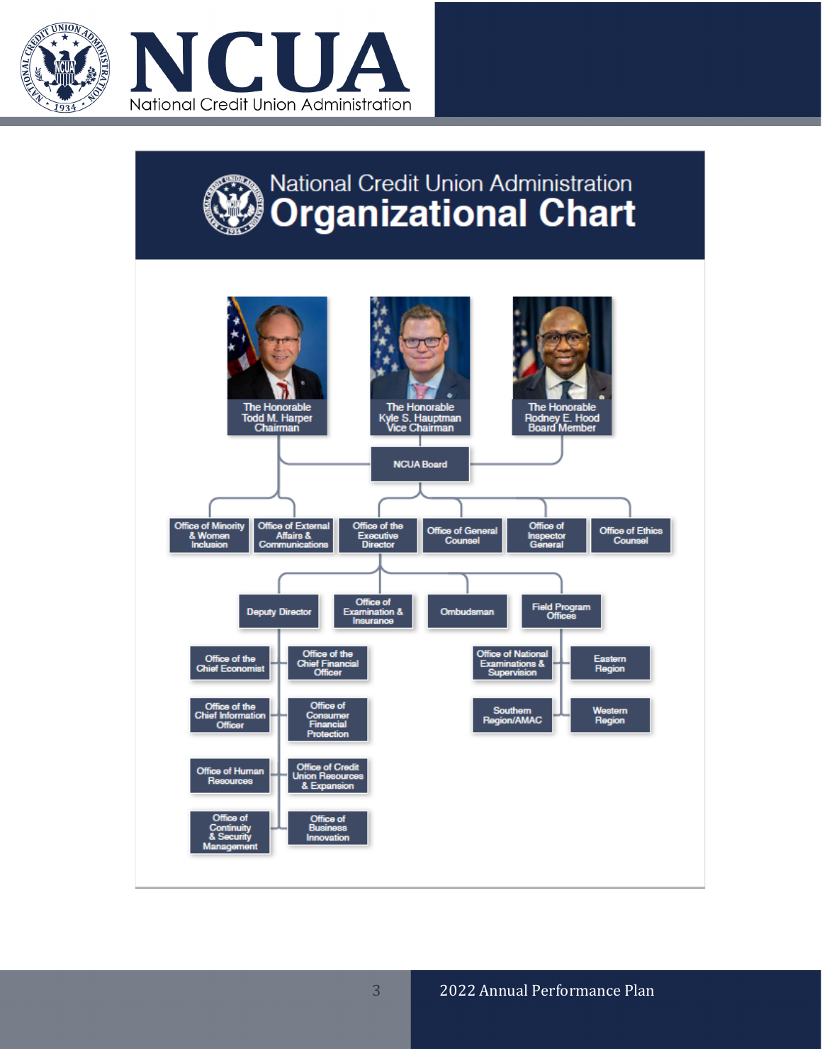# National Credit Union Administration Organizational Chart

- **NCUA Board**
  - The Honorable Todd M. Harper, Chairman
  - The Honorable Kyle S. Hauptman, Vice Chairman
  - The Honorable Rodney E. Hood, Board Member

**Reporting to the Chairman:**

- Office of Minority & Women Inclusion
- Office of External Affairs & Communications

**Reporting to the NCUA Board:**

- Office of the Executive Director
- Office of General Counsel
- Office of Inspector General
- Office of Ethics Counsel

**Office of the Executive Director:**

- Deputy Director
  - Office of the Chief Economist
  - Office of the Chief Information Officer
  - Office of Human Resources
  - Office of Continuity & Security Management
  - Office of the Chief Financial Officer
  - Office of Consumer Financial Protection
  - Office of Credit Union Resources & Expansion
  - Office of Business Innovation
- Office of Examination & Insurance
- Ombudsman
- Field Program Offices
  - Office of National Examinations & Supervision
  - Southern Region/AMAC
  - Eastern Region
  - Western Region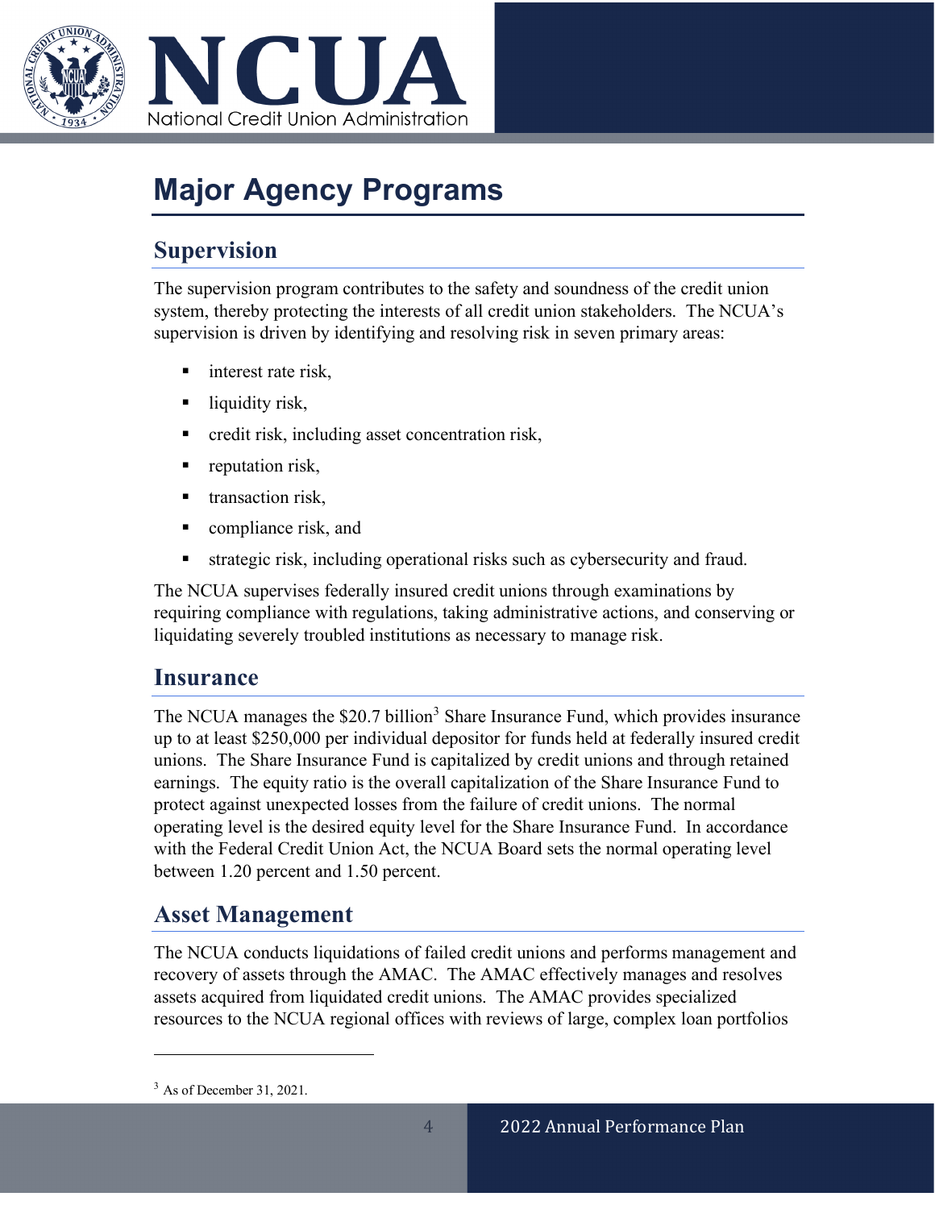# Major Agency Programs

## Supervision

The supervision program contributes to the safety and soundness of the credit union system, thereby protecting the interests of all credit union stakeholders. The NCUA's supervision is driven by identifying and resolving risk in seven primary areas:

- interest rate risk,
- liquidity risk,
- credit risk, including asset concentration risk,
- reputation risk,
- transaction risk,
- compliance risk, and
- strategic risk, including operational risks such as cybersecurity and fraud.

The NCUA supervises federally insured credit unions through examinations by requiring compliance with regulations, taking administrative actions, and conserving or liquidating severely troubled institutions as necessary to manage risk.

## Insurance

The NCUA manages the $20.7 billion[3] Share Insurance Fund, which provides insurance up to at least $250,000 per individual depositor for funds held at federally insured credit unions. The Share Insurance Fund is capitalized by credit unions and through retained earnings. The equity ratio is the overall capitalization of the Share Insurance Fund to protect against unexpected losses from the failure of credit unions. The normal operating level is the desired equity level for the Share Insurance Fund. In accordance with the Federal Credit Union Act, the NCUA Board sets the normal operating level between 1.20 percent and 1.50 percent.

## Asset Management

The NCUA conducts liquidations of failed credit unions and performs management and recovery of assets through the AMAC. The AMAC effectively manages and resolves assets acquired from liquidated credit unions. The AMAC provides specialized resources to the NCUA regional offices with reviews of large, complex loan portfolios

---

[3] As of December 31, 2021.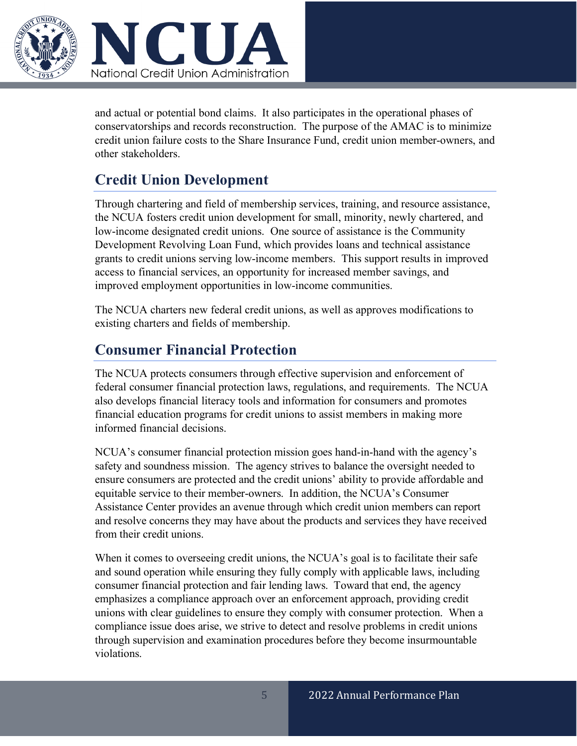and actual or potential bond claims. It also participates in the operational phases of conservatorships and records reconstruction. The purpose of the AMAC is to minimize credit union failure costs to the Share Insurance Fund, credit union member-owners, and other stakeholders.

## Credit Union Development

Through chartering and field of membership services, training, and resource assistance, the NCUA fosters credit union development for small, minority, newly chartered, and low-income designated credit unions. One source of assistance is the Community Development Revolving Loan Fund, which provides loans and technical assistance grants to credit unions serving low-income members. This support results in improved access to financial services, an opportunity for increased member savings, and improved employment opportunities in low-income communities.

The NCUA charters new federal credit unions, as well as approves modifications to existing charters and fields of membership.

## Consumer Financial Protection

The NCUA protects consumers through effective supervision and enforcement of federal consumer financial protection laws, regulations, and requirements. The NCUA also develops financial literacy tools and information for consumers and promotes financial education programs for credit unions to assist members in making more informed financial decisions.

NCUA's consumer financial protection mission goes hand-in-hand with the agency's safety and soundness mission. The agency strives to balance the oversight needed to ensure consumers are protected and the credit unions' ability to provide affordable and equitable service to their member-owners. In addition, the NCUA's Consumer Assistance Center provides an avenue through which credit union members can report and resolve concerns they may have about the products and services they have received from their credit unions.

When it comes to overseeing credit unions, the NCUA's goal is to facilitate their safe and sound operation while ensuring they fully comply with applicable laws, including consumer financial protection and fair lending laws. Toward that end, the agency emphasizes a compliance approach over an enforcement approach, providing credit unions with clear guidelines to ensure they comply with consumer protection. When a compliance issue does arise, we strive to detect and resolve problems in credit unions through supervision and examination procedures before they become insurmountable violations.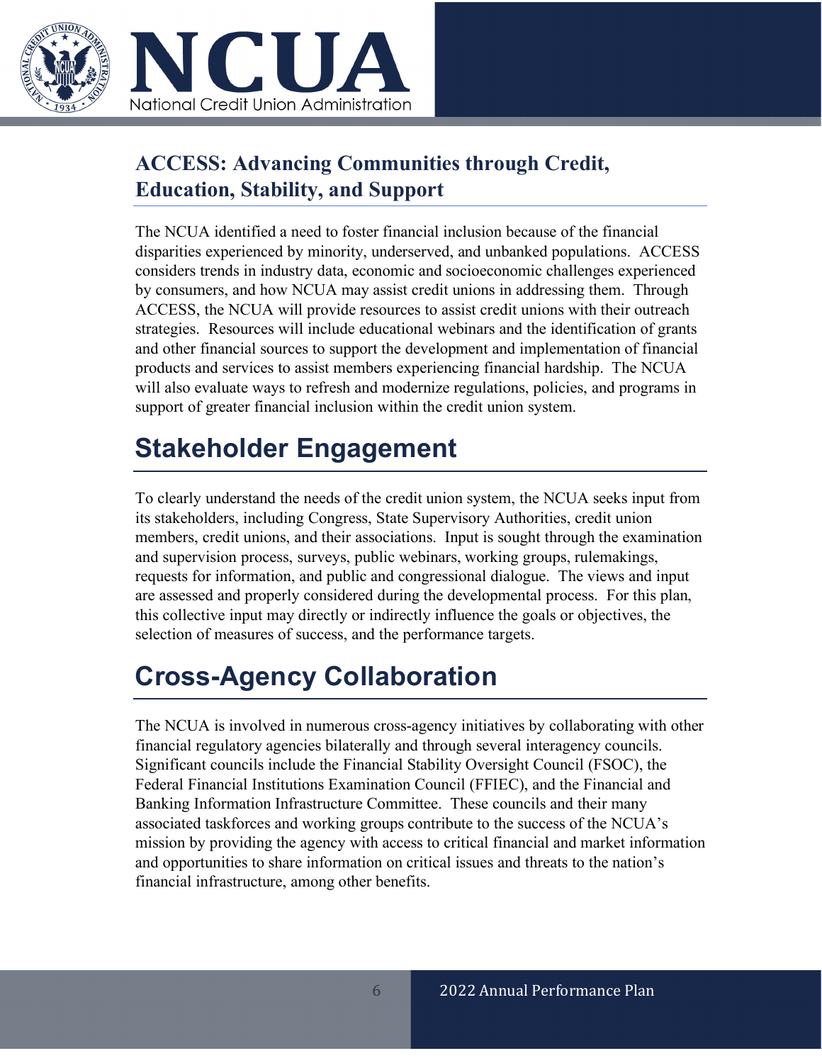### ACCESS: Advancing Communities through Credit, Education, Stability, and Support

The NCUA identified a need to foster financial inclusion because of the financial disparities experienced by minority, underserved, and unbanked populations. ACCESS considers trends in industry data, economic and socioeconomic challenges experienced by consumers, and how NCUA may assist credit unions in addressing them. Through ACCESS, the NCUA will provide resources to assist credit unions with their outreach strategies. Resources will include educational webinars and the identification of grants and other financial sources to support the development and implementation of financial products and services to assist members experiencing financial hardship. The NCUA will also evaluate ways to refresh and modernize regulations, policies, and programs in support of greater financial inclusion within the credit union system.

## Stakeholder Engagement

To clearly understand the needs of the credit union system, the NCUA seeks input from its stakeholders, including Congress, State Supervisory Authorities, credit union members, credit unions, and their associations. Input is sought through the examination and supervision process, surveys, public webinars, working groups, rulemakings, requests for information, and public and congressional dialogue. The views and input are assessed and properly considered during the developmental process. For this plan, this collective input may directly or indirectly influence the goals or objectives, the selection of measures of success, and the performance targets.

## Cross-Agency Collaboration

The NCUA is involved in numerous cross-agency initiatives by collaborating with other financial regulatory agencies bilaterally and through several interagency councils. Significant councils include the Financial Stability Oversight Council (FSOC), the Federal Financial Institutions Examination Council (FFIEC), and the Financial and Banking Information Infrastructure Committee. These councils and their many associated taskforces and working groups contribute to the success of the NCUA's mission by providing the agency with access to critical financial and market information and opportunities to share information on critical issues and threats to the nation's financial infrastructure, among other benefits.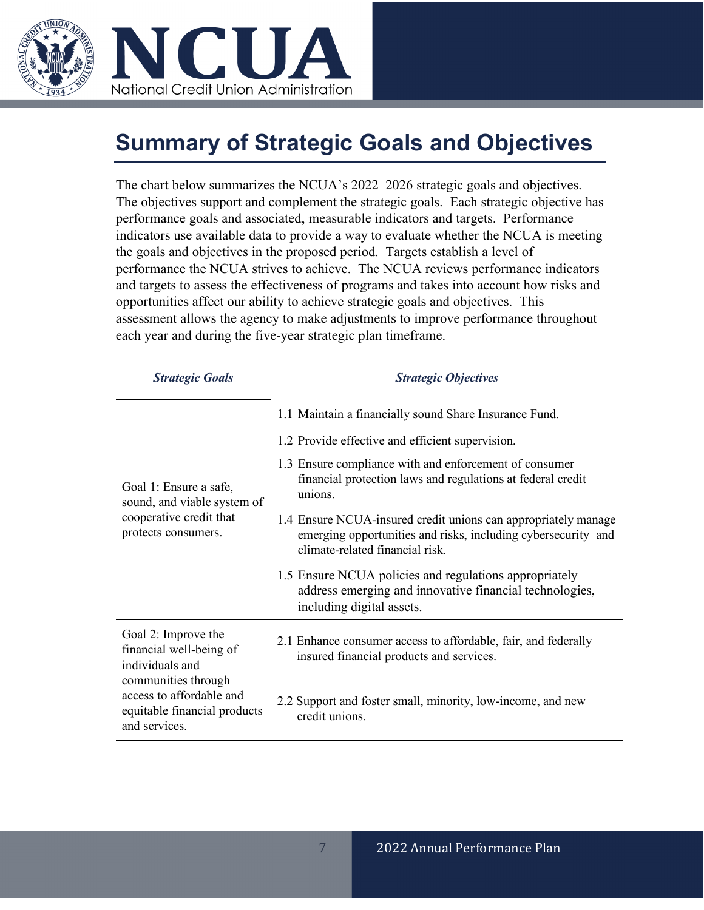# Summary of Strategic Goals and Objectives

The chart below summarizes the NCUA's 2022–2026 strategic goals and objectives. The objectives support and complement the strategic goals. Each strategic objective has performance goals and associated, measurable indicators and targets. Performance indicators use available data to provide a way to evaluate whether the NCUA is meeting the goals and objectives in the proposed period. Targets establish a level of performance the NCUA strives to achieve. The NCUA reviews performance indicators and targets to assess the effectiveness of programs and takes into account how risks and opportunities affect our ability to achieve strategic goals and objectives. This assessment allows the agency to make adjustments to improve performance throughout each year and during the five-year strategic plan timeframe.

| ***Strategic Goals*** | ***Strategic Objectives*** |
|---|---|
| Goal 1: Ensure a safe, sound, and viable system of cooperative credit that protects consumers. | 1.1 Maintain a financially sound Share Insurance Fund. |
| | 1.2 Provide effective and efficient supervision. |
| | 1.3 Ensure compliance with and enforcement of consumer financial protection laws and regulations at federal credit unions. |
| | 1.4 Ensure NCUA-insured credit unions can appropriately manage emerging opportunities and risks, including cybersecurity and climate-related financial risk. |
| | 1.5 Ensure NCUA policies and regulations appropriately address emerging and innovative financial technologies, including digital assets. |
| Goal 2: Improve the financial well-being of individuals and communities through access to affordable and equitable financial products and services. | 2.1 Enhance consumer access to affordable, fair, and federally insured financial products and services. |
| | 2.2 Support and foster small, minority, low-income, and new credit unions. |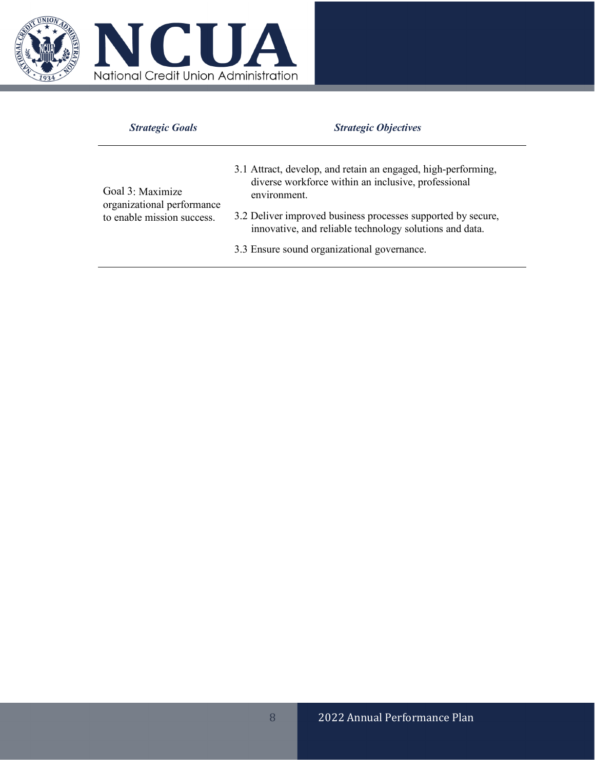| *Strategic Goals* | *Strategic Objectives* |
|---|---|
| Goal 3: Maximize organizational performance to enable mission success. | 3.1 Attract, develop, and retain an engaged, high-performing, diverse workforce within an inclusive, professional environment.<br>3.2 Deliver improved business processes supported by secure, innovative, and reliable technology solutions and data.<br>3.3 Ensure sound organizational governance. |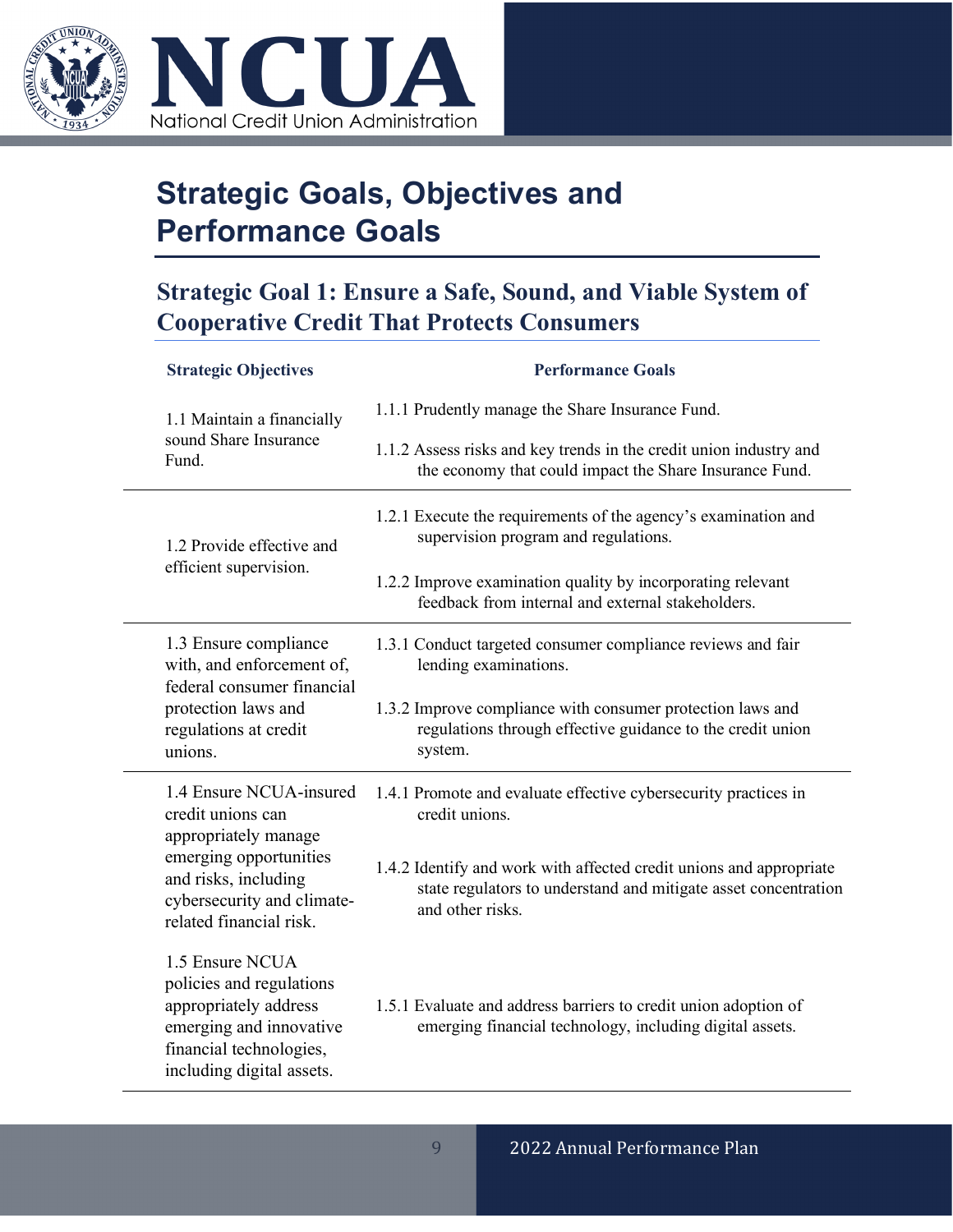# Strategic Goals, Objectives and Performance Goals

## Strategic Goal 1: Ensure a Safe, Sound, and Viable System of Cooperative Credit That Protects Consumers

| Strategic Objectives | Performance Goals |
|---|---|
| 1.1 Maintain a financially sound Share Insurance Fund. | 1.1.1 Prudently manage the Share Insurance Fund. |
| | 1.1.2 Assess risks and key trends in the credit union industry and the economy that could impact the Share Insurance Fund. |
| 1.2 Provide effective and efficient supervision. | 1.2.1 Execute the requirements of the agency's examination and supervision program and regulations. |
| | 1.2.2 Improve examination quality by incorporating relevant feedback from internal and external stakeholders. |
| 1.3 Ensure compliance with, and enforcement of, federal consumer financial protection laws and regulations at credit unions. | 1.3.1 Conduct targeted consumer compliance reviews and fair lending examinations. |
| | 1.3.2 Improve compliance with consumer protection laws and regulations through effective guidance to the credit union system. |
| 1.4 Ensure NCUA-insured credit unions can appropriately manage emerging opportunities and risks, including cybersecurity and climate-related financial risk. | 1.4.1 Promote and evaluate effective cybersecurity practices in credit unions. |
| | 1.4.2 Identify and work with affected credit unions and appropriate state regulators to understand and mitigate asset concentration and other risks. |
| 1.5 Ensure NCUA policies and regulations appropriately address emerging and innovative financial technologies, including digital assets. | 1.5.1 Evaluate and address barriers to credit union adoption of emerging financial technology, including digital assets. |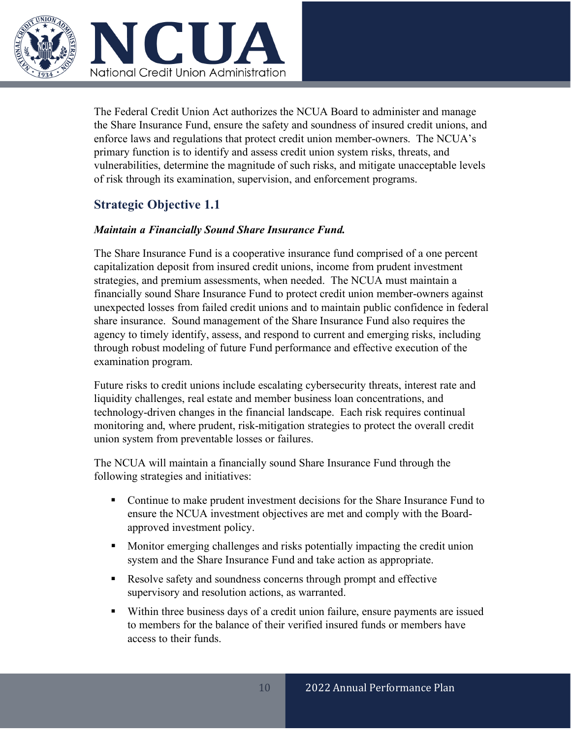The Federal Credit Union Act authorizes the NCUA Board to administer and manage the Share Insurance Fund, ensure the safety and soundness of insured credit unions, and enforce laws and regulations that protect credit union member-owners. The NCUA's primary function is to identify and assess credit union system risks, threats, and vulnerabilities, determine the magnitude of such risks, and mitigate unacceptable levels of risk through its examination, supervision, and enforcement programs.

## Strategic Objective 1.1

***Maintain a Financially Sound Share Insurance Fund.***

The Share Insurance Fund is a cooperative insurance fund comprised of a one percent capitalization deposit from insured credit unions, income from prudent investment strategies, and premium assessments, when needed. The NCUA must maintain a financially sound Share Insurance Fund to protect credit union member-owners against unexpected losses from failed credit unions and to maintain public confidence in federal share insurance. Sound management of the Share Insurance Fund also requires the agency to timely identify, assess, and respond to current and emerging risks, including through robust modeling of future Fund performance and effective execution of the examination program.

Future risks to credit unions include escalating cybersecurity threats, interest rate and liquidity challenges, real estate and member business loan concentrations, and technology-driven changes in the financial landscape. Each risk requires continual monitoring and, where prudent, risk-mitigation strategies to protect the overall credit union system from preventable losses or failures.

The NCUA will maintain a financially sound Share Insurance Fund through the following strategies and initiatives:

- Continue to make prudent investment decisions for the Share Insurance Fund to ensure the NCUA investment objectives are met and comply with the Board-approved investment policy.
- Monitor emerging challenges and risks potentially impacting the credit union system and the Share Insurance Fund and take action as appropriate.
- Resolve safety and soundness concerns through prompt and effective supervisory and resolution actions, as warranted.
- Within three business days of a credit union failure, ensure payments are issued to members for the balance of their verified insured funds or members have access to their funds.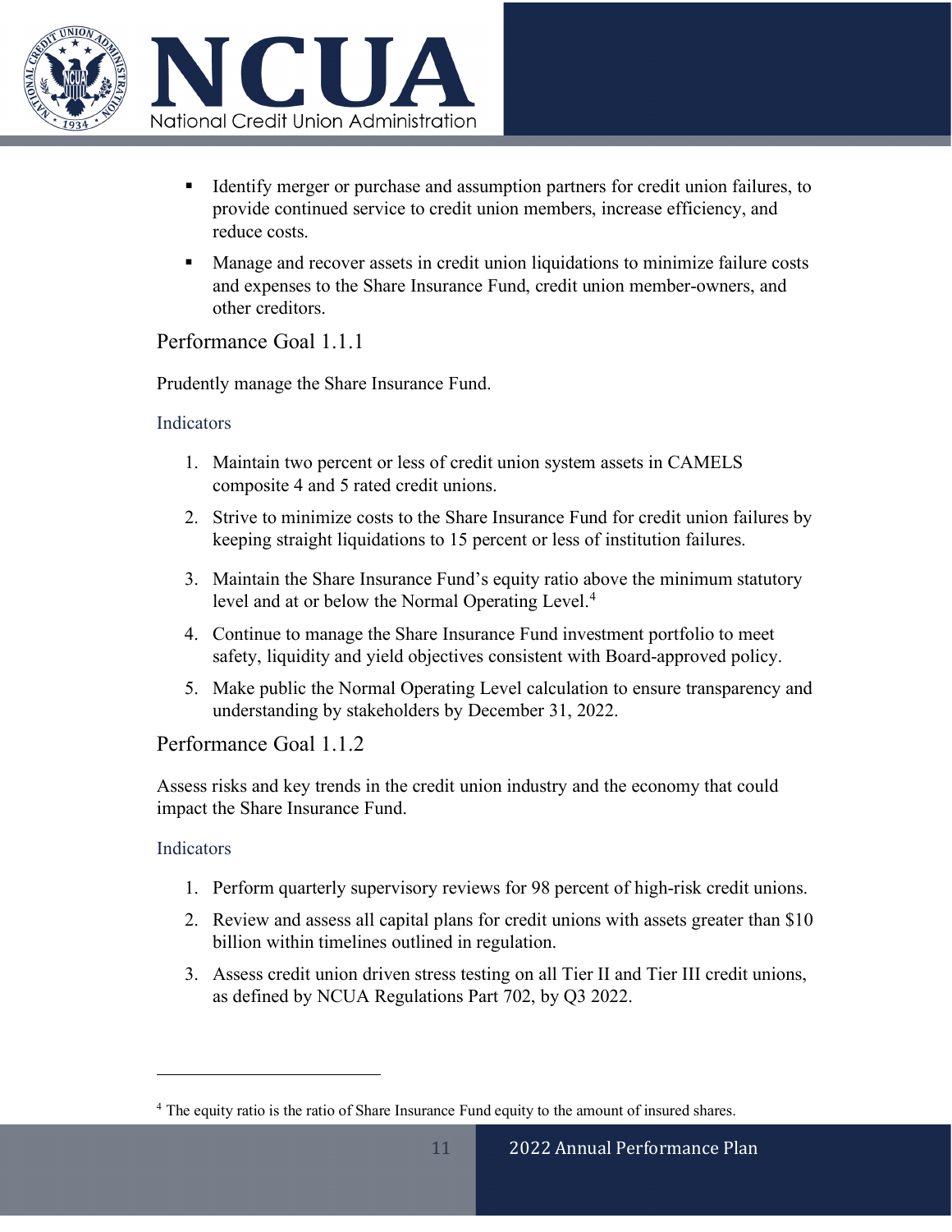- Identify merger or purchase and assumption partners for credit union failures, to provide continued service to credit union members, increase efficiency, and reduce costs.
- Manage and recover assets in credit union liquidations to minimize failure costs and expenses to the Share Insurance Fund, credit union member-owners, and other creditors.

## Performance Goal 1.1.1

Prudently manage the Share Insurance Fund.

### Indicators

1. Maintain two percent or less of credit union system assets in CAMELS composite 4 and 5 rated credit unions.
2. Strive to minimize costs to the Share Insurance Fund for credit union failures by keeping straight liquidations to 15 percent or less of institution failures.
3. Maintain the Share Insurance Fund's equity ratio above the minimum statutory level and at or below the Normal Operating Level.[4]
4. Continue to manage the Share Insurance Fund investment portfolio to meet safety, liquidity and yield objectives consistent with Board-approved policy.
5. Make public the Normal Operating Level calculation to ensure transparency and understanding by stakeholders by December 31, 2022.

## Performance Goal 1.1.2

Assess risks and key trends in the credit union industry and the economy that could impact the Share Insurance Fund.

### Indicators

1. Perform quarterly supervisory reviews for 98 percent of high-risk credit unions.
2. Review and assess all capital plans for credit unions with assets greater than $10 billion within timelines outlined in regulation.
3. Assess credit union driven stress testing on all Tier II and Tier III credit unions, as defined by NCUA Regulations Part 702, by Q3 2022.

---

[4] The equity ratio is the ratio of Share Insurance Fund equity to the amount of insured shares.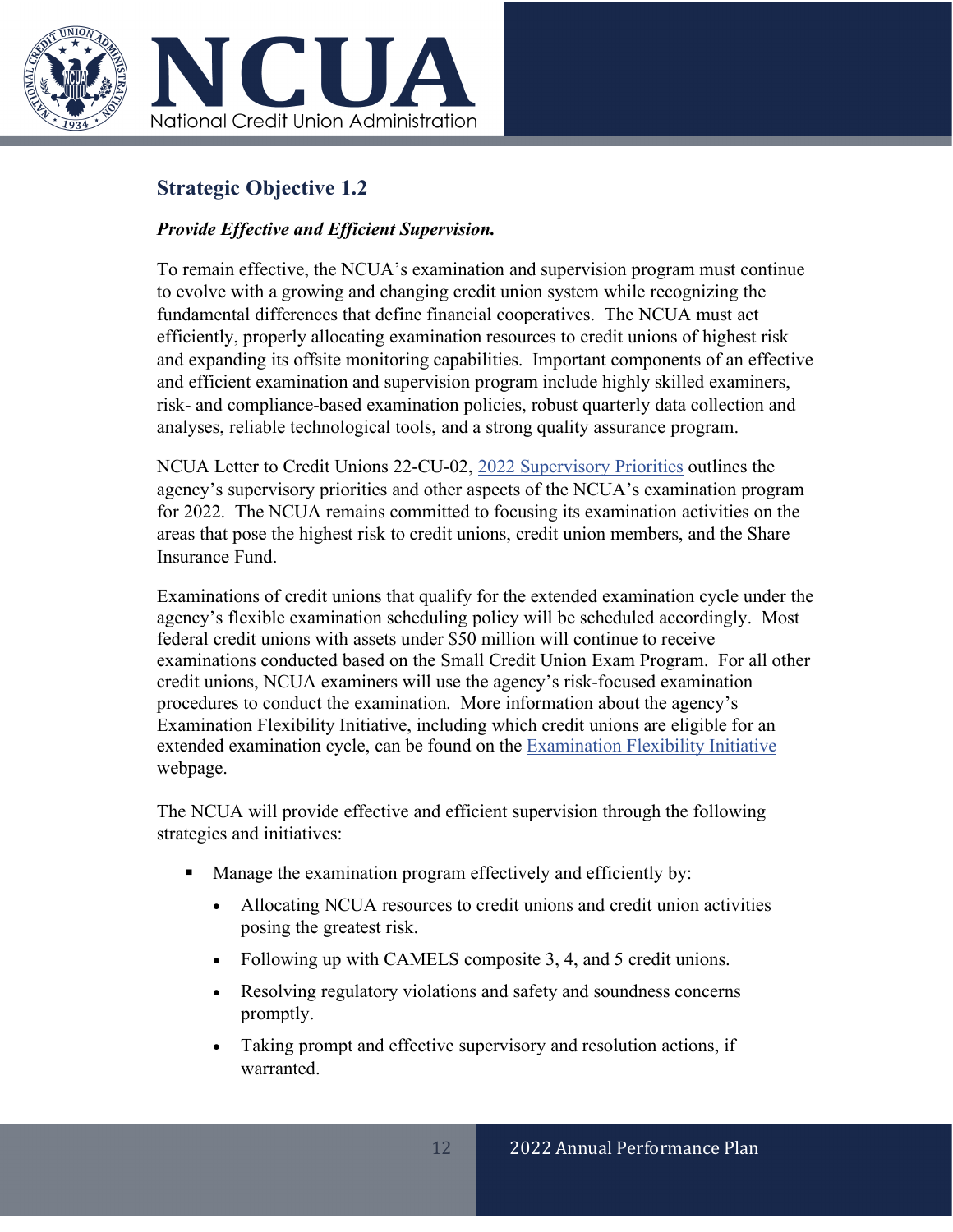## Strategic Objective 1.2

***Provide Effective and Efficient Supervision.***

To remain effective, the NCUA's examination and supervision program must continue to evolve with a growing and changing credit union system while recognizing the fundamental differences that define financial cooperatives. The NCUA must act efficiently, properly allocating examination resources to credit unions of highest risk and expanding its offsite monitoring capabilities. Important components of an effective and efficient examination and supervision program include highly skilled examiners, risk- and compliance-based examination policies, robust quarterly data collection and analyses, reliable technological tools, and a strong quality assurance program.

NCUA Letter to Credit Unions 22-CU-02, 2022 Supervisory Priorities outlines the agency's supervisory priorities and other aspects of the NCUA's examination program for 2022. The NCUA remains committed to focusing its examination activities on the areas that pose the highest risk to credit unions, credit union members, and the Share Insurance Fund.

Examinations of credit unions that qualify for the extended examination cycle under the agency's flexible examination scheduling policy will be scheduled accordingly. Most federal credit unions with assets under $50 million will continue to receive examinations conducted based on the Small Credit Union Exam Program. For all other credit unions, NCUA examiners will use the agency's risk-focused examination procedures to conduct the examination. More information about the agency's Examination Flexibility Initiative, including which credit unions are eligible for an extended examination cycle, can be found on the Examination Flexibility Initiative webpage.

The NCUA will provide effective and efficient supervision through the following strategies and initiatives:

- Manage the examination program effectively and efficiently by:
  - Allocating NCUA resources to credit unions and credit union activities posing the greatest risk.
  - Following up with CAMELS composite 3, 4, and 5 credit unions.
  - Resolving regulatory violations and safety and soundness concerns promptly.
  - Taking prompt and effective supervisory and resolution actions, if warranted.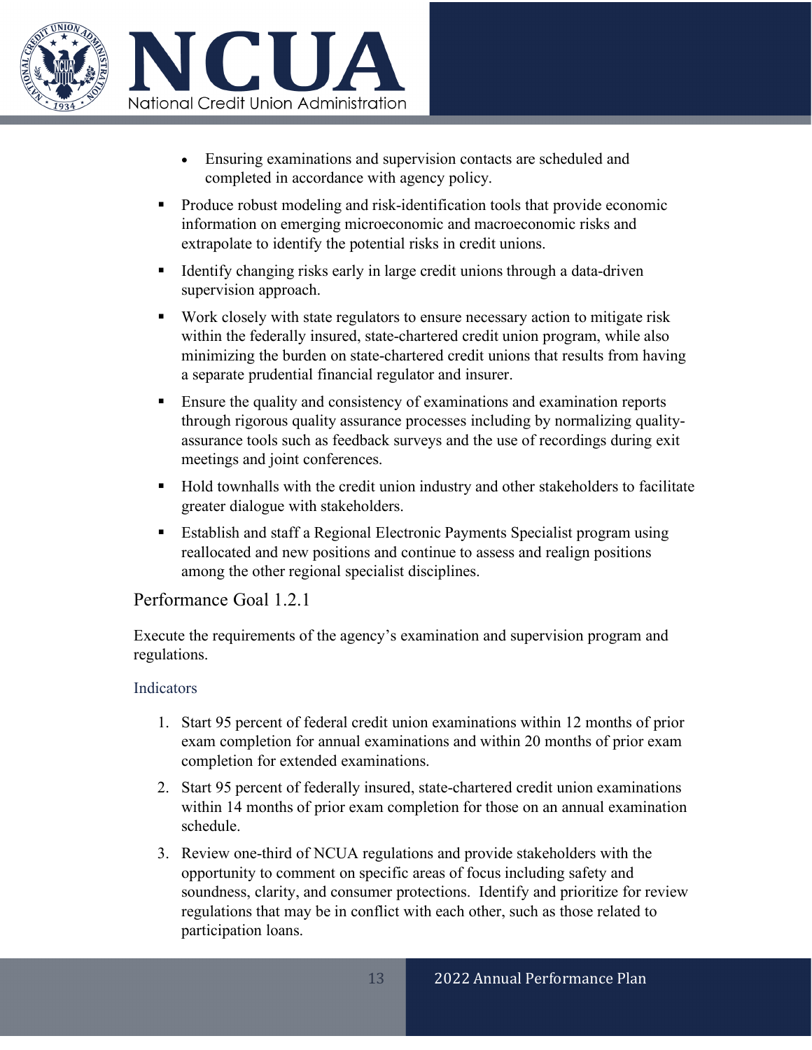- Ensuring examinations and supervision contacts are scheduled and completed in accordance with agency policy.

- Produce robust modeling and risk-identification tools that provide economic information on emerging microeconomic and macroeconomic risks and extrapolate to identify the potential risks in credit unions.
- Identify changing risks early in large credit unions through a data-driven supervision approach.
- Work closely with state regulators to ensure necessary action to mitigate risk within the federally insured, state-chartered credit union program, while also minimizing the burden on state-chartered credit unions that results from having a separate prudential financial regulator and insurer.
- Ensure the quality and consistency of examinations and examination reports through rigorous quality assurance processes including by normalizing quality-assurance tools such as feedback surveys and the use of recordings during exit meetings and joint conferences.
- Hold townhalls with the credit union industry and other stakeholders to facilitate greater dialogue with stakeholders.
- Establish and staff a Regional Electronic Payments Specialist program using reallocated and new positions and continue to assess and realign positions among the other regional specialist disciplines.

## Performance Goal 1.2.1

Execute the requirements of the agency's examination and supervision program and regulations.

### Indicators

1. Start 95 percent of federal credit union examinations within 12 months of prior exam completion for annual examinations and within 20 months of prior exam completion for extended examinations.
2. Start 95 percent of federally insured, state-chartered credit union examinations within 14 months of prior exam completion for those on an annual examination schedule.
3. Review one-third of NCUA regulations and provide stakeholders with the opportunity to comment on specific areas of focus including safety and soundness, clarity, and consumer protections. Identify and prioritize for review regulations that may be in conflict with each other, such as those related to participation loans.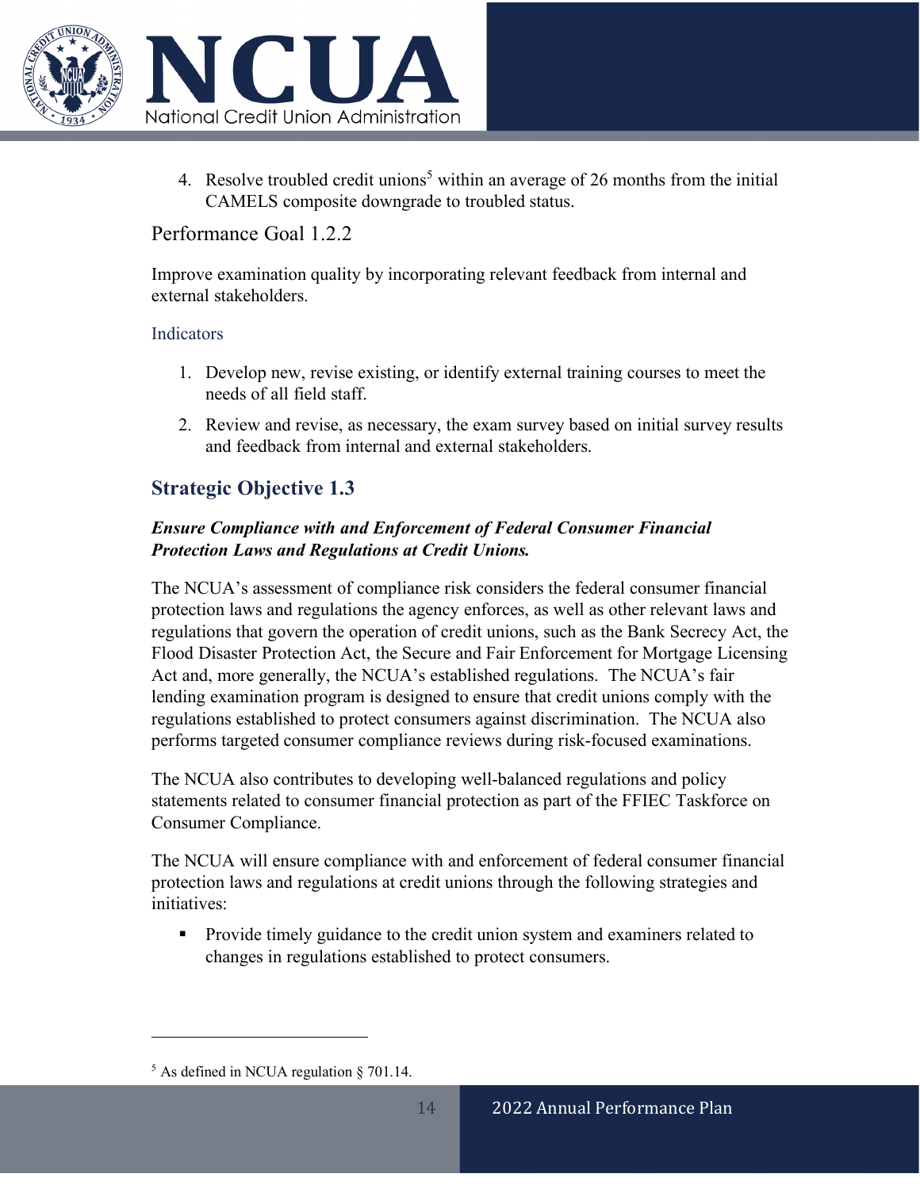4. Resolve troubled credit unions[5] within an average of 26 months from the initial CAMELS composite downgrade to troubled status.

### Performance Goal 1.2.2

Improve examination quality by incorporating relevant feedback from internal and external stakeholders.

#### Indicators

1. Develop new, revise existing, or identify external training courses to meet the needs of all field staff.
2. Review and revise, as necessary, the exam survey based on initial survey results and feedback from internal and external stakeholders.

## Strategic Objective 1.3

***Ensure Compliance with and Enforcement of Federal Consumer Financial Protection Laws and Regulations at Credit Unions.***

The NCUA's assessment of compliance risk considers the federal consumer financial protection laws and regulations the agency enforces, as well as other relevant laws and regulations that govern the operation of credit unions, such as the Bank Secrecy Act, the Flood Disaster Protection Act, the Secure and Fair Enforcement for Mortgage Licensing Act and, more generally, the NCUA's established regulations. The NCUA's fair lending examination program is designed to ensure that credit unions comply with the regulations established to protect consumers against discrimination. The NCUA also performs targeted consumer compliance reviews during risk-focused examinations.

The NCUA also contributes to developing well-balanced regulations and policy statements related to consumer financial protection as part of the FFIEC Taskforce on Consumer Compliance.

The NCUA will ensure compliance with and enforcement of federal consumer financial protection laws and regulations at credit unions through the following strategies and initiatives:

- Provide timely guidance to the credit union system and examiners related to changes in regulations established to protect consumers.

---

[5] As defined in NCUA regulation § 701.14.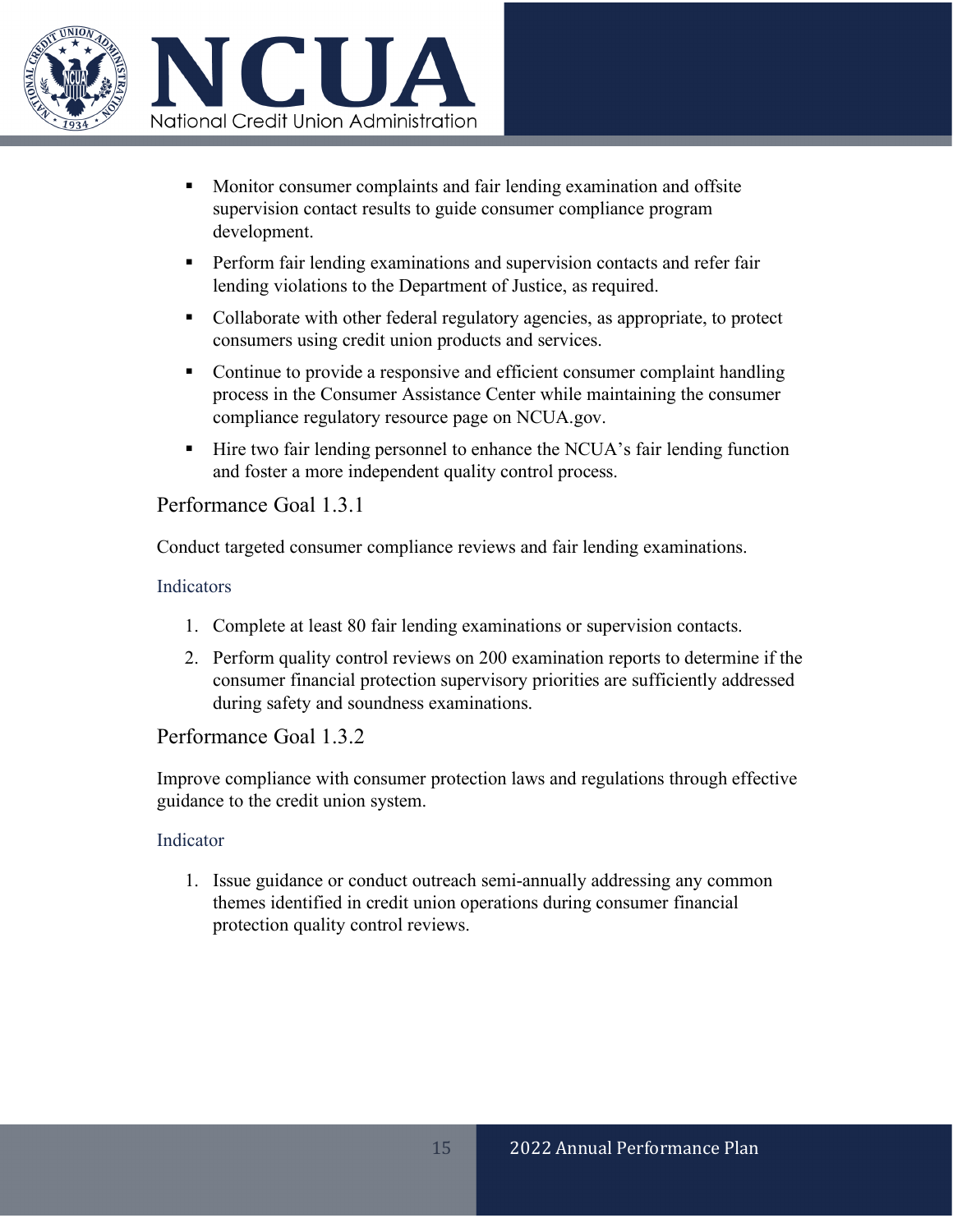- Monitor consumer complaints and fair lending examination and offsite supervision contact results to guide consumer compliance program development.
- Perform fair lending examinations and supervision contacts and refer fair lending violations to the Department of Justice, as required.
- Collaborate with other federal regulatory agencies, as appropriate, to protect consumers using credit union products and services.
- Continue to provide a responsive and efficient consumer complaint handling process in the Consumer Assistance Center while maintaining the consumer compliance regulatory resource page on NCUA.gov.
- Hire two fair lending personnel to enhance the NCUA's fair lending function and foster a more independent quality control process.

## Performance Goal 1.3.1

Conduct targeted consumer compliance reviews and fair lending examinations.

### Indicators

1. Complete at least 80 fair lending examinations or supervision contacts.
2. Perform quality control reviews on 200 examination reports to determine if the consumer financial protection supervisory priorities are sufficiently addressed during safety and soundness examinations.

## Performance Goal 1.3.2

Improve compliance with consumer protection laws and regulations through effective guidance to the credit union system.

### Indicator

1. Issue guidance or conduct outreach semi-annually addressing any common themes identified in credit union operations during consumer financial protection quality control reviews.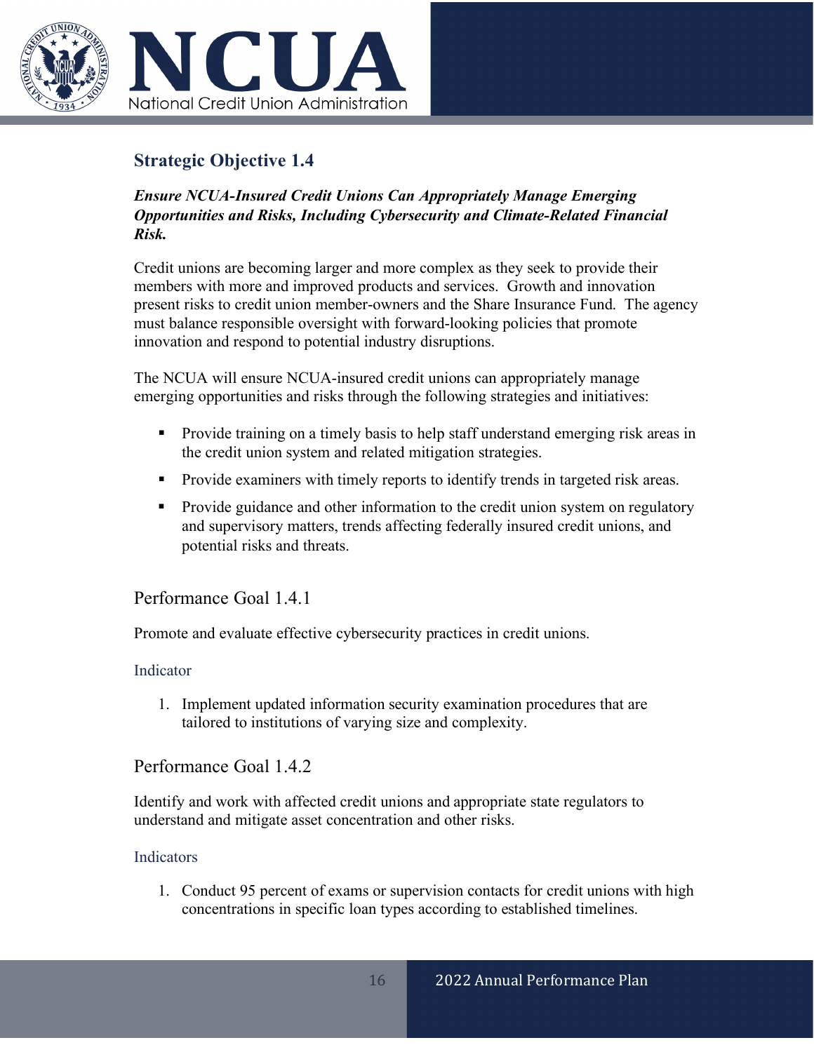## Strategic Objective 1.4

***Ensure NCUA-Insured Credit Unions Can Appropriately Manage Emerging Opportunities and Risks, Including Cybersecurity and Climate-Related Financial Risk.***

Credit unions are becoming larger and more complex as they seek to provide their members with more and improved products and services. Growth and innovation present risks to credit union member-owners and the Share Insurance Fund. The agency must balance responsible oversight with forward-looking policies that promote innovation and respond to potential industry disruptions.

The NCUA will ensure NCUA-insured credit unions can appropriately manage emerging opportunities and risks through the following strategies and initiatives:

- Provide training on a timely basis to help staff understand emerging risk areas in the credit union system and related mitigation strategies.
- Provide examiners with timely reports to identify trends in targeted risk areas.
- Provide guidance and other information to the credit union system on regulatory and supervisory matters, trends affecting federally insured credit unions, and potential risks and threats.

### Performance Goal 1.4.1

Promote and evaluate effective cybersecurity practices in credit unions.

#### Indicator

1. Implement updated information security examination procedures that are tailored to institutions of varying size and complexity.

### Performance Goal 1.4.2

Identify and work with affected credit unions and appropriate state regulators to understand and mitigate asset concentration and other risks.

#### Indicators

1. Conduct 95 percent of exams or supervision contacts for credit unions with high concentrations in specific loan types according to established timelines.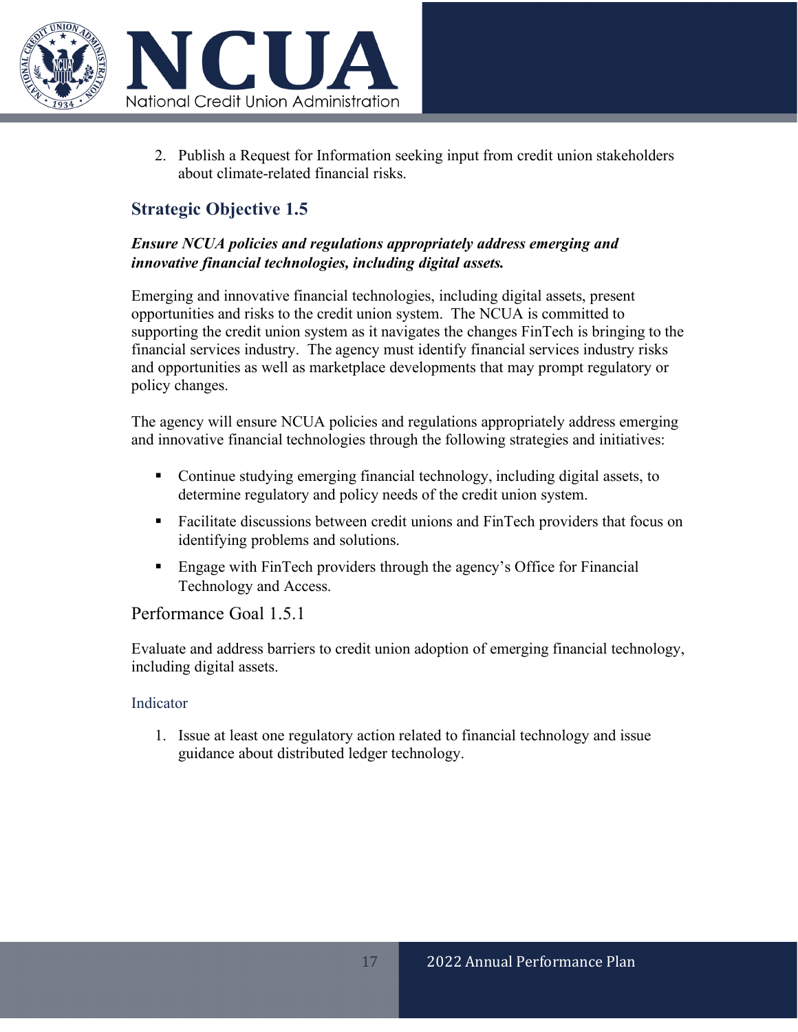2. Publish a Request for Information seeking input from credit union stakeholders about climate-related financial risks.

## Strategic Objective 1.5

***Ensure NCUA policies and regulations appropriately address emerging and innovative financial technologies, including digital assets.***

Emerging and innovative financial technologies, including digital assets, present opportunities and risks to the credit union system. The NCUA is committed to supporting the credit union system as it navigates the changes FinTech is bringing to the financial services industry. The agency must identify financial services industry risks and opportunities as well as marketplace developments that may prompt regulatory or policy changes.

The agency will ensure NCUA policies and regulations appropriately address emerging and innovative financial technologies through the following strategies and initiatives:

- Continue studying emerging financial technology, including digital assets, to determine regulatory and policy needs of the credit union system.
- Facilitate discussions between credit unions and FinTech providers that focus on identifying problems and solutions.
- Engage with FinTech providers through the agency's Office for Financial Technology and Access.

### Performance Goal 1.5.1

Evaluate and address barriers to credit union adoption of emerging financial technology, including digital assets.

#### Indicator

1. Issue at least one regulatory action related to financial technology and issue guidance about distributed ledger technology.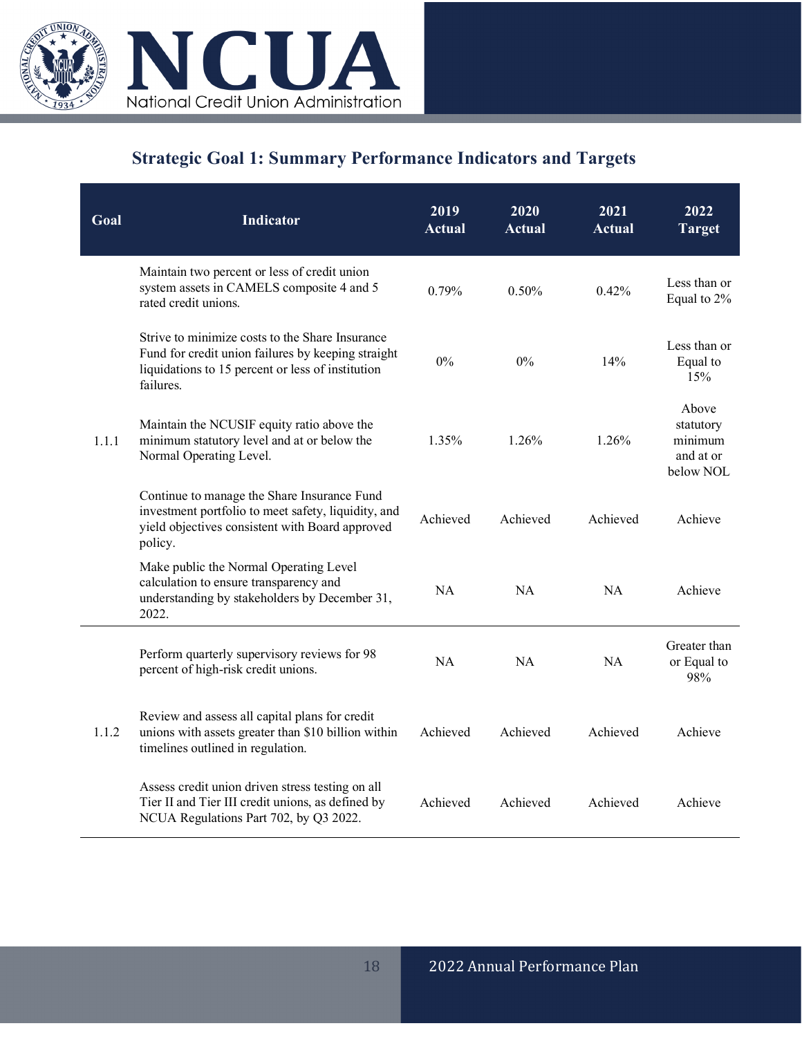## Strategic Goal 1: Summary Performance Indicators and Targets

| Goal | Indicator | 2019 Actual | 2020 Actual | 2021 Actual | 2022 Target |
|---|---|---|---|---|---|
| 1.1.1 | Maintain two percent or less of credit union system assets in CAMELS composite 4 and 5 rated credit unions. | 0.79% | 0.50% | 0.42% | Less than or Equal to 2% |
| | Strive to minimize costs to the Share Insurance Fund for credit union failures by keeping straight liquidations to 15 percent or less of institution failures. | 0% | 0% | 14% | Less than or Equal to 15% |
| | Maintain the NCUSIF equity ratio above the minimum statutory level and at or below the Normal Operating Level. | 1.35% | 1.26% | 1.26% | Above statutory minimum and at or below NOL |
| | Continue to manage the Share Insurance Fund investment portfolio to meet safety, liquidity, and yield objectives consistent with Board approved policy. | Achieved | Achieved | Achieved | Achieve |
| | Make public the Normal Operating Level calculation to ensure transparency and understanding by stakeholders by December 31, 2022. | NA | NA | NA | Achieve |
| 1.1.2 | Perform quarterly supervisory reviews for 98 percent of high-risk credit unions. | NA | NA | NA | Greater than or Equal to 98% |
| | Review and assess all capital plans for credit unions with assets greater than $10 billion within timelines outlined in regulation. | Achieved | Achieved | Achieved | Achieve |
| | Assess credit union driven stress testing on all Tier II and Tier III credit unions, as defined by NCUA Regulations Part 702, by Q3 2022. | Achieved | Achieved | Achieved | Achieve |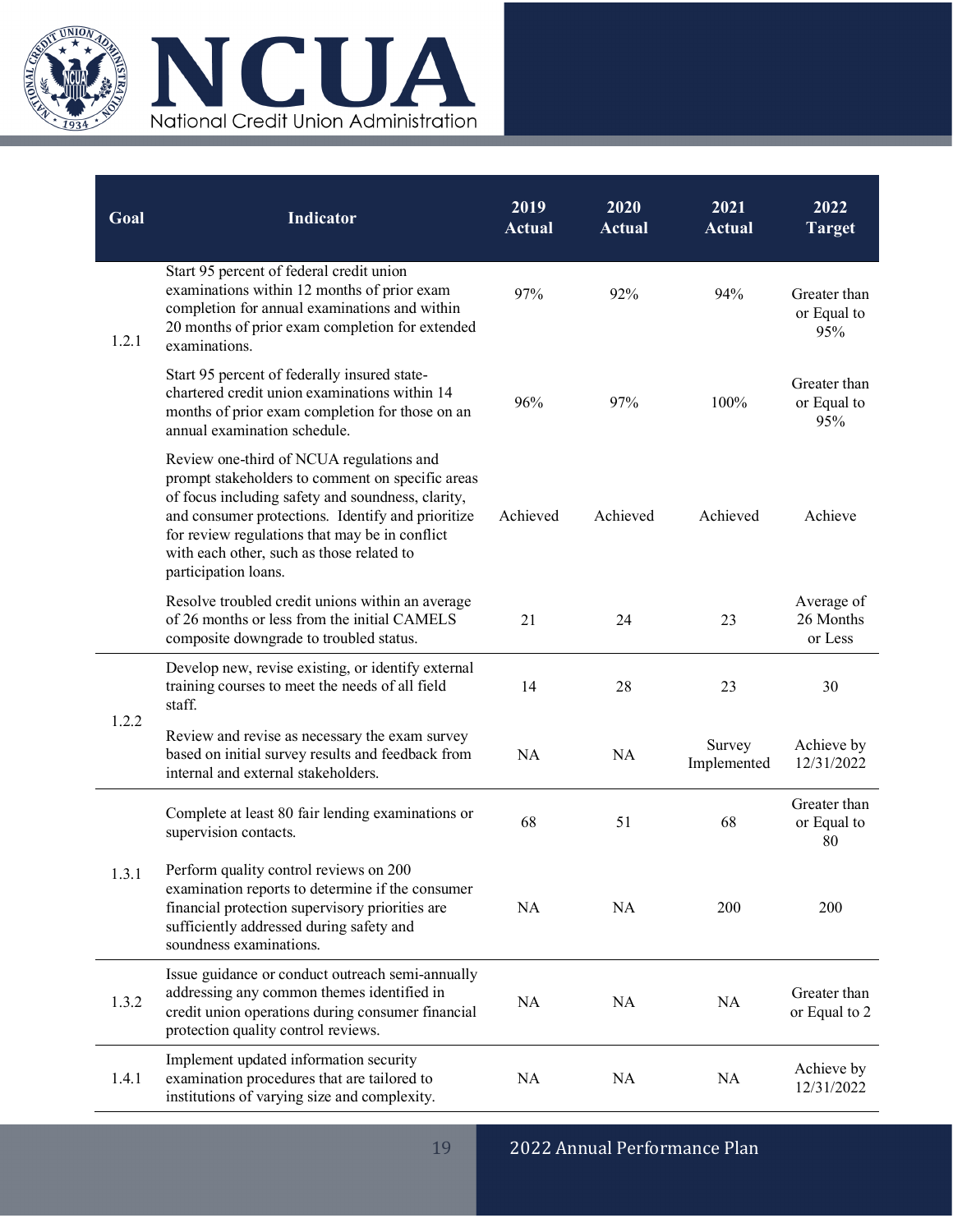| Goal | Indicator | 2019 Actual | 2020 Actual | 2021 Actual | 2022 Target |
|---|---|---|---|---|---|
| 1.2.1 | Start 95 percent of federal credit union examinations within 12 months of prior exam completion for annual examinations and within 20 months of prior exam completion for extended examinations. | 97% | 92% | 94% | Greater than or Equal to 95% |
| | Start 95 percent of federally insured state-chartered credit union examinations within 14 months of prior exam completion for those on an annual examination schedule. | 96% | 97% | 100% | Greater than or Equal to 95% |
| | Review one-third of NCUA regulations and prompt stakeholders to comment on specific areas of focus including safety and soundness, clarity, and consumer protections. Identify and prioritize for review regulations that may be in conflict with each other, such as those related to participation loans. | Achieved | Achieved | Achieved | Achieve |
| | Resolve troubled credit unions within an average of 26 months or less from the initial CAMELS composite downgrade to troubled status. | 21 | 24 | 23 | Average of 26 Months or Less |
| 1.2.2 | Develop new, revise existing, or identify external training courses to meet the needs of all field staff. | 14 | 28 | 23 | 30 |
| | Review and revise as necessary the exam survey based on initial survey results and feedback from internal and external stakeholders. | NA | NA | Survey Implemented | Achieve by 12/31/2022 |
| 1.3.1 | Complete at least 80 fair lending examinations or supervision contacts. | 68 | 51 | 68 | Greater than or Equal to 80 |
| | Perform quality control reviews on 200 examination reports to determine if the consumer financial protection supervisory priorities are sufficiently addressed during safety and soundness examinations. | NA | NA | 200 | 200 |
| 1.3.2 | Issue guidance or conduct outreach semi-annually addressing any common themes identified in credit union operations during consumer financial protection quality control reviews. | NA | NA | NA | Greater than or Equal to 2 |
| 1.4.1 | Implement updated information security examination procedures that are tailored to institutions of varying size and complexity. | NA | NA | NA | Achieve by 12/31/2022 |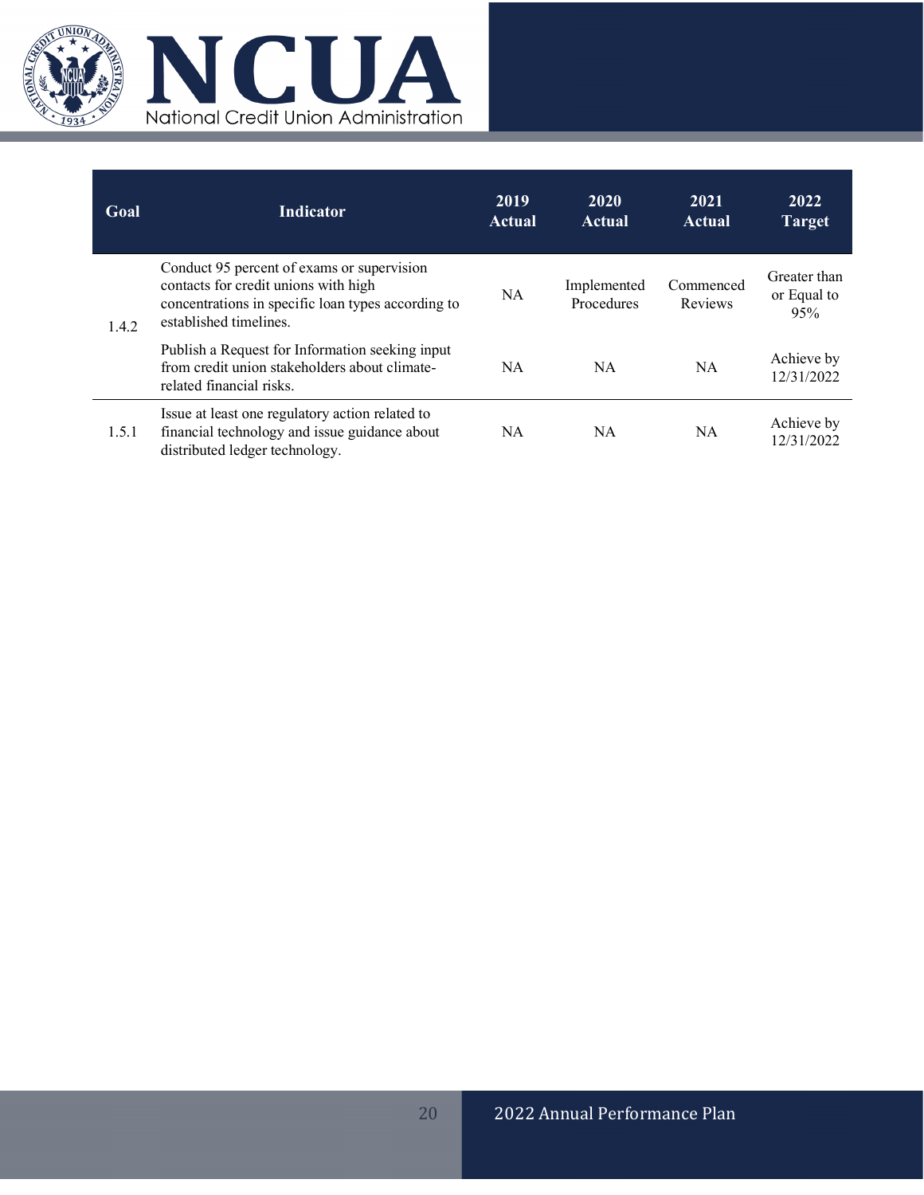| Goal | Indicator | 2019 Actual | 2020 Actual | 2021 Actual | 2022 Target |
|---|---|---|---|---|---|
| 1.4.2 | Conduct 95 percent of exams or supervision contacts for credit unions with high concentrations in specific loan types according to established timelines. | NA | Implemented Procedures | Commenced Reviews | Greater than or Equal to 95% |
| | Publish a Request for Information seeking input from credit union stakeholders about climate-related financial risks. | NA | NA | NA | Achieve by 12/31/2022 |
| 1.5.1 | Issue at least one regulatory action related to financial technology and issue guidance about distributed ledger technology. | NA | NA | NA | Achieve by 12/31/2022 |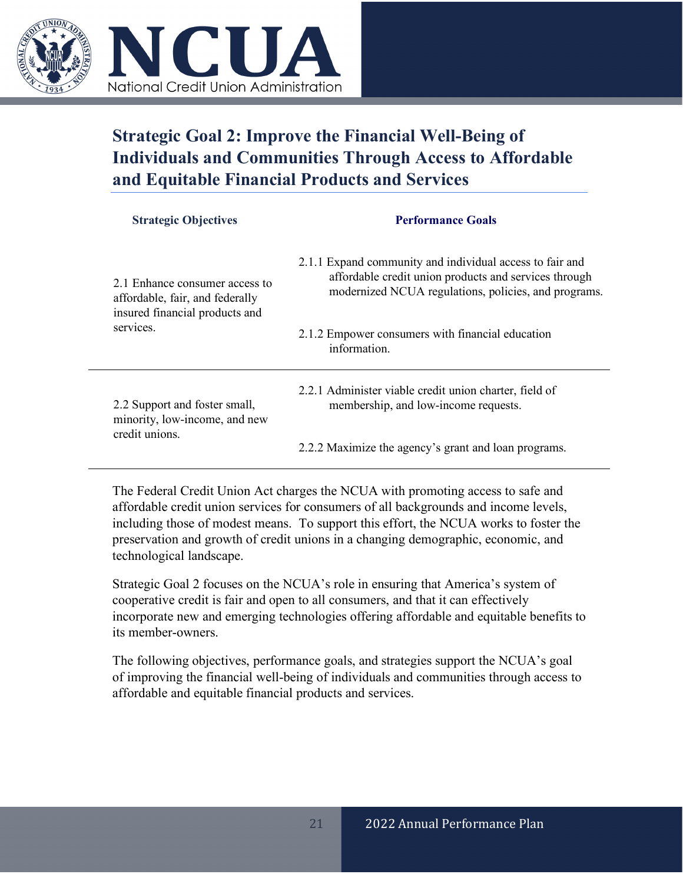## Strategic Goal 2: Improve the Financial Well-Being of Individuals and Communities Through Access to Affordable and Equitable Financial Products and Services

| Strategic Objectives | Performance Goals |
|---|---|
| 2.1 Enhance consumer access to affordable, fair, and federally insured financial products and services. | 2.1.1 Expand community and individual access to fair and affordable credit union products and services through modernized NCUA regulations, policies, and programs. |
| | 2.1.2 Empower consumers with financial education information. |
| 2.2 Support and foster small, minority, low-income, and new credit unions. | 2.2.1 Administer viable credit union charter, field of membership, and low-income requests. |
| | 2.2.2 Maximize the agency's grant and loan programs. |

The Federal Credit Union Act charges the NCUA with promoting access to safe and affordable credit union services for consumers of all backgrounds and income levels, including those of modest means. To support this effort, the NCUA works to foster the preservation and growth of credit unions in a changing demographic, economic, and technological landscape.

Strategic Goal 2 focuses on the NCUA's role in ensuring that America's system of cooperative credit is fair and open to all consumers, and that it can effectively incorporate new and emerging technologies offering affordable and equitable benefits to its member-owners.

The following objectives, performance goals, and strategies support the NCUA's goal of improving the financial well-being of individuals and communities through access to affordable and equitable financial products and services.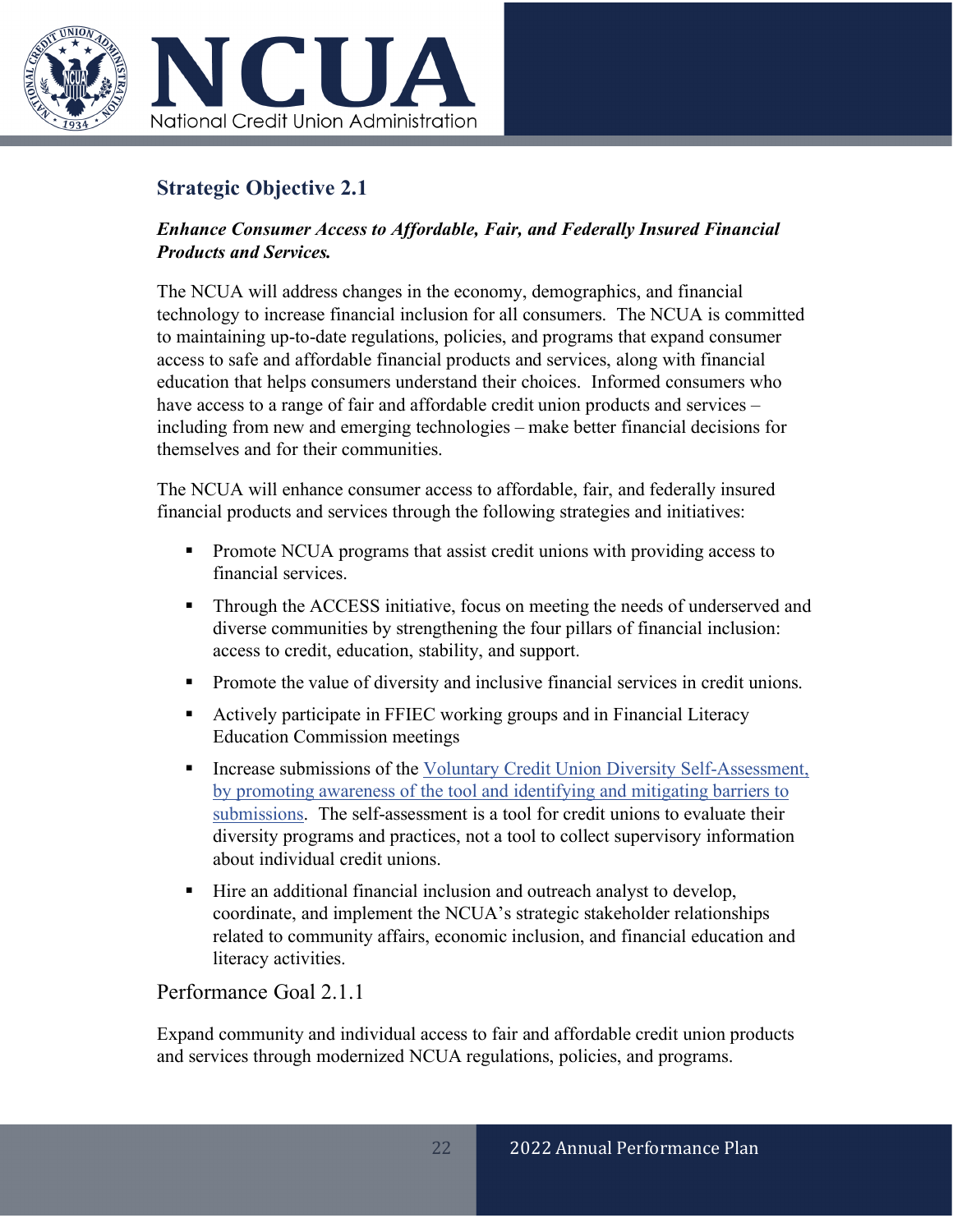## Strategic Objective 2.1

***Enhance Consumer Access to Affordable, Fair, and Federally Insured Financial Products and Services.***

The NCUA will address changes in the economy, demographics, and financial technology to increase financial inclusion for all consumers. The NCUA is committed to maintaining up-to-date regulations, policies, and programs that expand consumer access to safe and affordable financial products and services, along with financial education that helps consumers understand their choices. Informed consumers who have access to a range of fair and affordable credit union products and services – including from new and emerging technologies – make better financial decisions for themselves and for their communities.

The NCUA will enhance consumer access to affordable, fair, and federally insured financial products and services through the following strategies and initiatives:

- Promote NCUA programs that assist credit unions with providing access to financial services.
- Through the ACCESS initiative, focus on meeting the needs of underserved and diverse communities by strengthening the four pillars of financial inclusion: access to credit, education, stability, and support.
- Promote the value of diversity and inclusive financial services in credit unions.
- Actively participate in FFIEC working groups and in Financial Literacy Education Commission meetings
- Increase submissions of the Voluntary Credit Union Diversity Self-Assessment, by promoting awareness of the tool and identifying and mitigating barriers to submissions. The self-assessment is a tool for credit unions to evaluate their diversity programs and practices, not a tool to collect supervisory information about individual credit unions.
- Hire an additional financial inclusion and outreach analyst to develop, coordinate, and implement the NCUA's strategic stakeholder relationships related to community affairs, economic inclusion, and financial education and literacy activities.

### Performance Goal 2.1.1

Expand community and individual access to fair and affordable credit union products and services through modernized NCUA regulations, policies, and programs.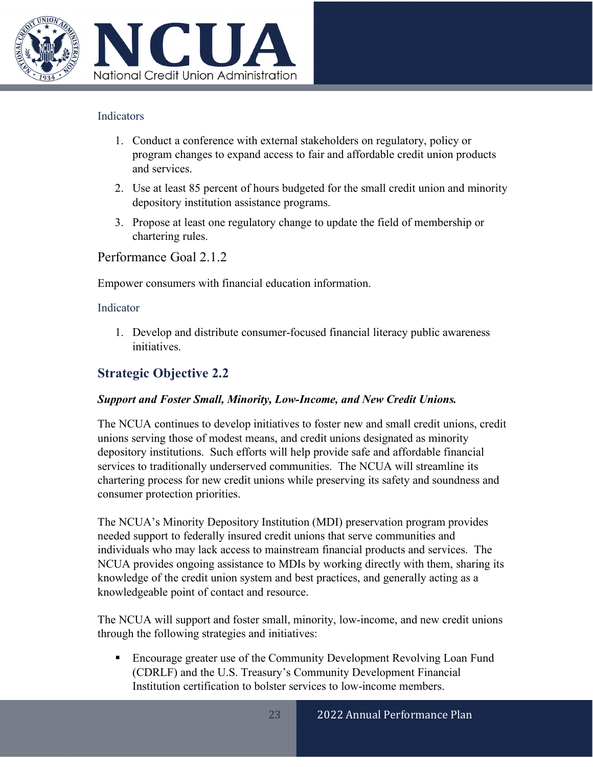#### Indicators

1. Conduct a conference with external stakeholders on regulatory, policy or program changes to expand access to fair and affordable credit union products and services.
2. Use at least 85 percent of hours budgeted for the small credit union and minority depository institution assistance programs.
3. Propose at least one regulatory change to update the field of membership or chartering rules.

### Performance Goal 2.1.2

Empower consumers with financial education information.

#### Indicator

1. Develop and distribute consumer-focused financial literacy public awareness initiatives.

## Strategic Objective 2.2

***Support and Foster Small, Minority, Low-Income, and New Credit Unions.***

The NCUA continues to develop initiatives to foster new and small credit unions, credit unions serving those of modest means, and credit unions designated as minority depository institutions. Such efforts will help provide safe and affordable financial services to traditionally underserved communities. The NCUA will streamline its chartering process for new credit unions while preserving its safety and soundness and consumer protection priorities.

The NCUA's Minority Depository Institution (MDI) preservation program provides needed support to federally insured credit unions that serve communities and individuals who may lack access to mainstream financial products and services. The NCUA provides ongoing assistance to MDIs by working directly with them, sharing its knowledge of the credit union system and best practices, and generally acting as a knowledgeable point of contact and resource.

The NCUA will support and foster small, minority, low-income, and new credit unions through the following strategies and initiatives:

- Encourage greater use of the Community Development Revolving Loan Fund (CDRLF) and the U.S. Treasury's Community Development Financial Institution certification to bolster services to low-income members.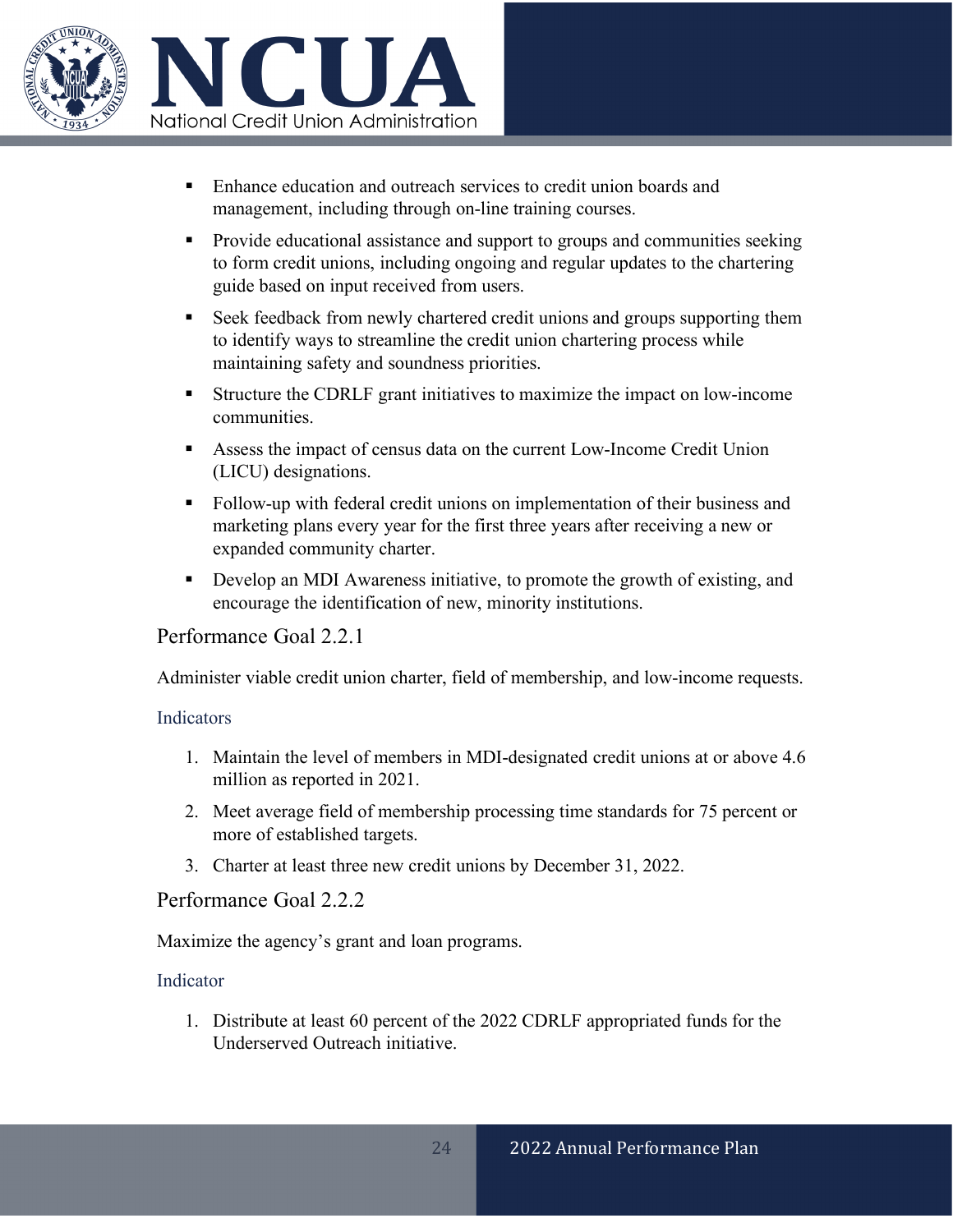- Enhance education and outreach services to credit union boards and management, including through on-line training courses.
- Provide educational assistance and support to groups and communities seeking to form credit unions, including ongoing and regular updates to the chartering guide based on input received from users.
- Seek feedback from newly chartered credit unions and groups supporting them to identify ways to streamline the credit union chartering process while maintaining safety and soundness priorities.
- Structure the CDRLF grant initiatives to maximize the impact on low-income communities.
- Assess the impact of census data on the current Low-Income Credit Union (LICU) designations.
- Follow-up with federal credit unions on implementation of their business and marketing plans every year for the first three years after receiving a new or expanded community charter.
- Develop an MDI Awareness initiative, to promote the growth of existing, and encourage the identification of new, minority institutions.

## Performance Goal 2.2.1

Administer viable credit union charter, field of membership, and low-income requests.

### Indicators

1. Maintain the level of members in MDI-designated credit unions at or above 4.6 million as reported in 2021.
2. Meet average field of membership processing time standards for 75 percent or more of established targets.
3. Charter at least three new credit unions by December 31, 2022.

## Performance Goal 2.2.2

Maximize the agency's grant and loan programs.

### Indicator

1. Distribute at least 60 percent of the 2022 CDRLF appropriated funds for the Underserved Outreach initiative.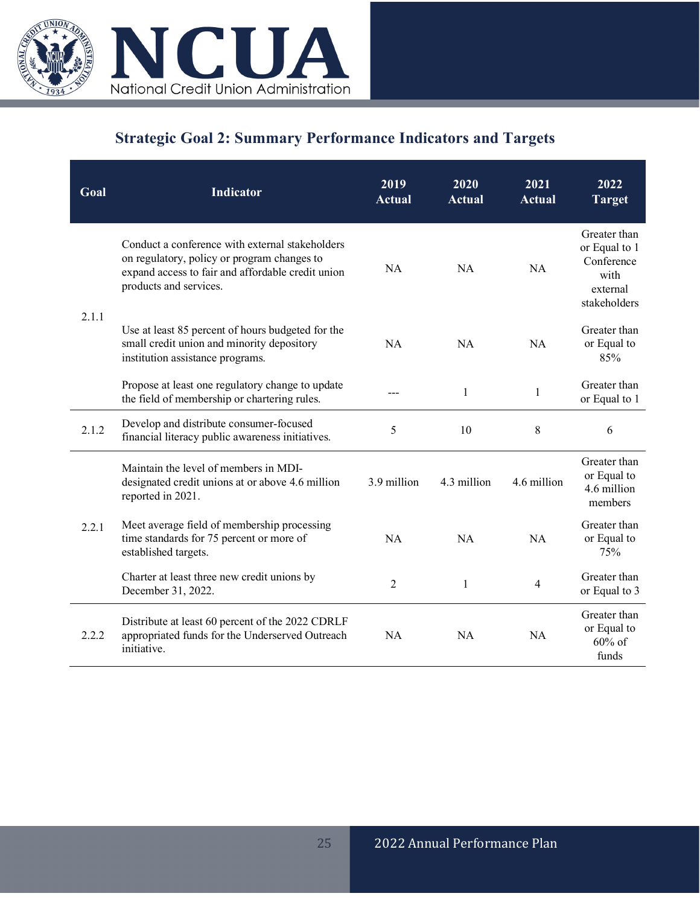## Strategic Goal 2: Summary Performance Indicators and Targets

| Goal | Indicator | 2019 Actual | 2020 Actual | 2021 Actual | 2022 Target |
|---|---|---|---|---|---|
| 2.1.1 | Conduct a conference with external stakeholders on regulatory, policy or program changes to expand access to fair and affordable credit union products and services. | NA | NA | NA | Greater than or Equal to 1 Conference with external stakeholders |
| | Use at least 85 percent of hours budgeted for the small credit union and minority depository institution assistance programs. | NA | NA | NA | Greater than or Equal to 85% |
| | Propose at least one regulatory change to update the field of membership or chartering rules. | --- | 1 | 1 | Greater than or Equal to 1 |
| 2.1.2 | Develop and distribute consumer-focused financial literacy public awareness initiatives. | 5 | 10 | 8 | 6 |
| 2.2.1 | Maintain the level of members in MDI-designated credit unions at or above 4.6 million reported in 2021. | 3.9 million | 4.3 million | 4.6 million | Greater than or Equal to 4.6 million members |
| | Meet average field of membership processing time standards for 75 percent or more of established targets. | NA | NA | NA | Greater than or Equal to 75% |
| | Charter at least three new credit unions by December 31, 2022. | 2 | 1 | 4 | Greater than or Equal to 3 |
| 2.2.2 | Distribute at least 60 percent of the 2022 CDRLF appropriated funds for the Underserved Outreach initiative. | NA | NA | NA | Greater than or Equal to 60% of funds |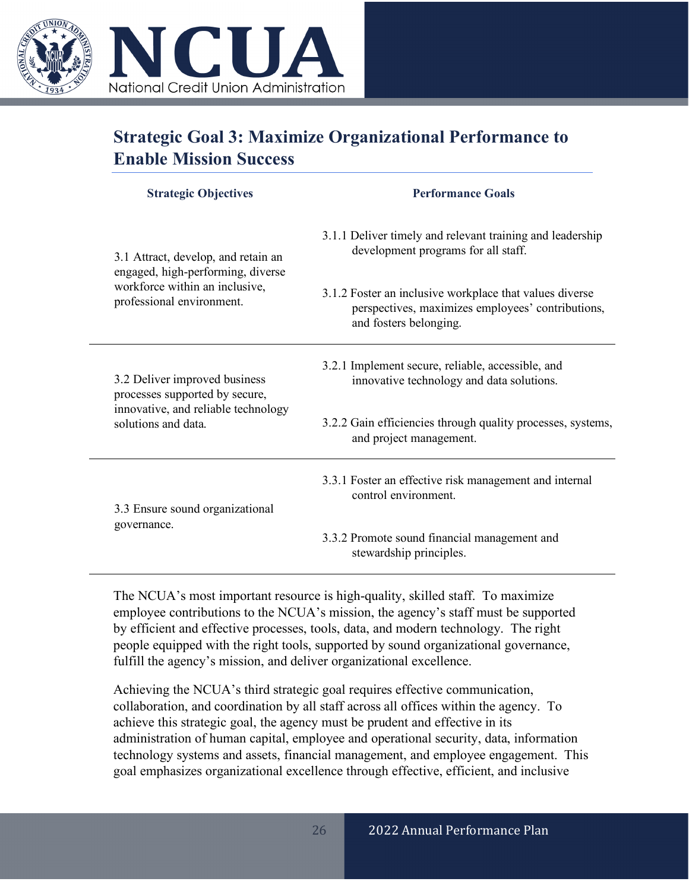## Strategic Goal 3: Maximize Organizational Performance to Enable Mission Success

| Strategic Objectives | Performance Goals |
|---|---|
| 3.1 Attract, develop, and retain an engaged, high-performing, diverse workforce within an inclusive, professional environment. | 3.1.1 Deliver timely and relevant training and leadership development programs for all staff.<br><br>3.1.2 Foster an inclusive workplace that values diverse perspectives, maximizes employees' contributions, and fosters belonging. |
| 3.2 Deliver improved business processes supported by secure, innovative, and reliable technology solutions and data. | 3.2.1 Implement secure, reliable, accessible, and innovative technology and data solutions.<br><br>3.2.2 Gain efficiencies through quality processes, systems, and project management. |
| 3.3 Ensure sound organizational governance. | 3.3.1 Foster an effective risk management and internal control environment.<br><br>3.3.2 Promote sound financial management and stewardship principles. |

The NCUA's most important resource is high-quality, skilled staff. To maximize employee contributions to the NCUA's mission, the agency's staff must be supported by efficient and effective processes, tools, data, and modern technology. The right people equipped with the right tools, supported by sound organizational governance, fulfill the agency's mission, and deliver organizational excellence.

Achieving the NCUA's third strategic goal requires effective communication, collaboration, and coordination by all staff across all offices within the agency. To achieve this strategic goal, the agency must be prudent and effective in its administration of human capital, employee and operational security, data, information technology systems and assets, financial management, and employee engagement. This goal emphasizes organizational excellence through effective, efficient, and inclusive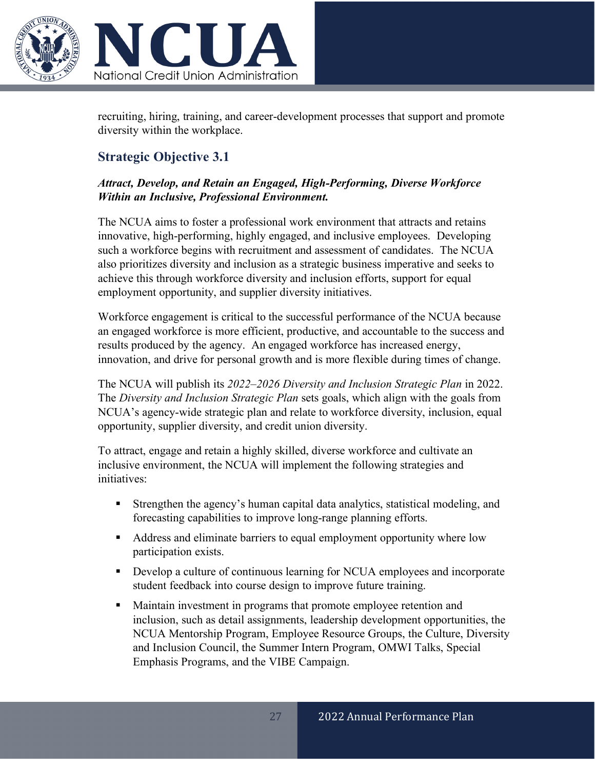recruiting, hiring, training, and career-development processes that support and promote diversity within the workplace.

## Strategic Objective 3.1

***Attract, Develop, and Retain an Engaged, High-Performing, Diverse Workforce Within an Inclusive, Professional Environment.***

The NCUA aims to foster a professional work environment that attracts and retains innovative, high-performing, highly engaged, and inclusive employees. Developing such a workforce begins with recruitment and assessment of candidates. The NCUA also prioritizes diversity and inclusion as a strategic business imperative and seeks to achieve this through workforce diversity and inclusion efforts, support for equal employment opportunity, and supplier diversity initiatives.

Workforce engagement is critical to the successful performance of the NCUA because an engaged workforce is more efficient, productive, and accountable to the success and results produced by the agency. An engaged workforce has increased energy, innovation, and drive for personal growth and is more flexible during times of change.

The NCUA will publish its *2022–2026 Diversity and Inclusion Strategic Plan* in 2022. The *Diversity and Inclusion Strategic Plan* sets goals, which align with the goals from NCUA's agency-wide strategic plan and relate to workforce diversity, inclusion, equal opportunity, supplier diversity, and credit union diversity.

To attract, engage and retain a highly skilled, diverse workforce and cultivate an inclusive environment, the NCUA will implement the following strategies and initiatives:

- Strengthen the agency's human capital data analytics, statistical modeling, and forecasting capabilities to improve long-range planning efforts.
- Address and eliminate barriers to equal employment opportunity where low participation exists.
- Develop a culture of continuous learning for NCUA employees and incorporate student feedback into course design to improve future training.
- Maintain investment in programs that promote employee retention and inclusion, such as detail assignments, leadership development opportunities, the NCUA Mentorship Program, Employee Resource Groups, the Culture, Diversity and Inclusion Council, the Summer Intern Program, OMWI Talks, Special Emphasis Programs, and the VIBE Campaign.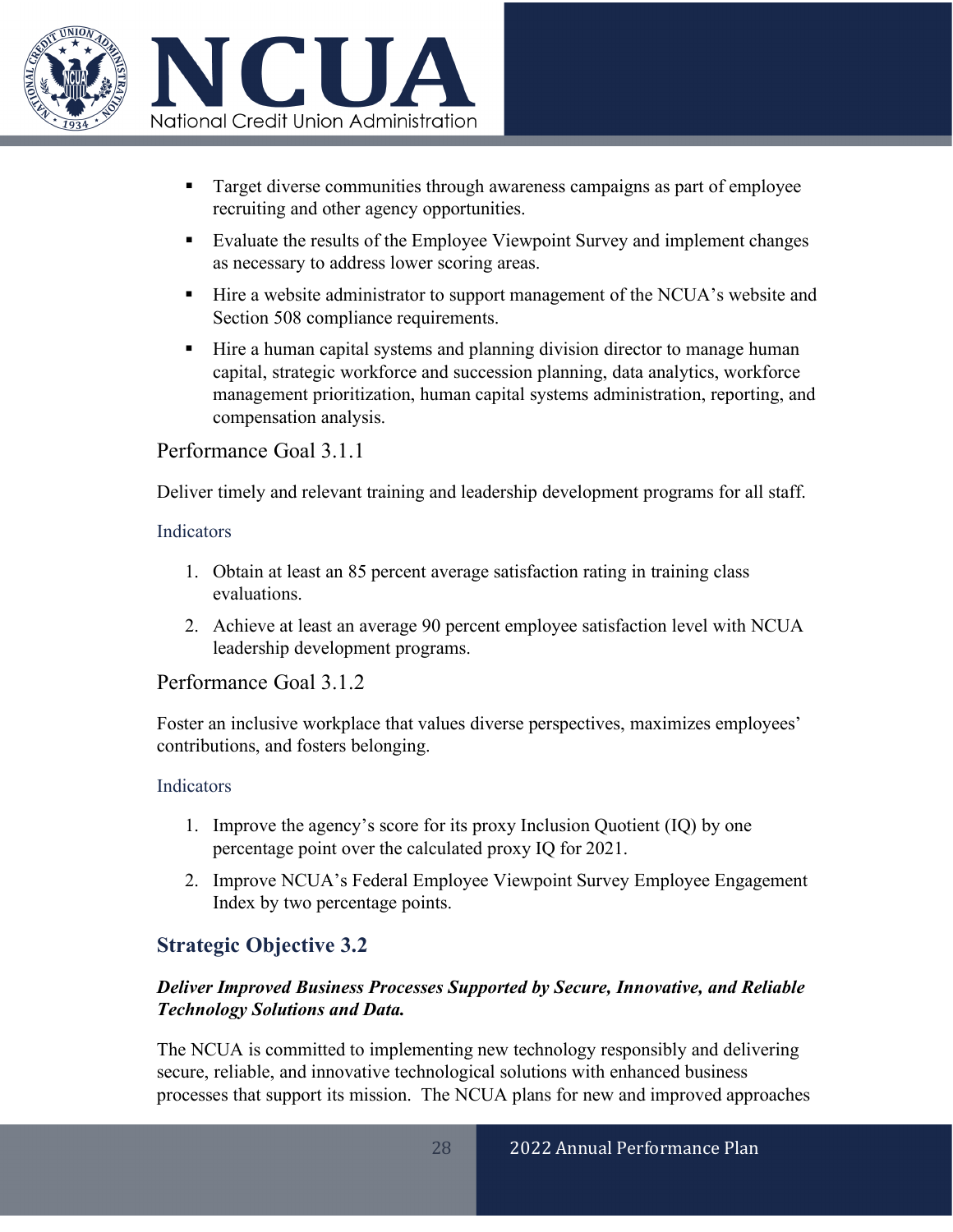- Target diverse communities through awareness campaigns as part of employee recruiting and other agency opportunities.
- Evaluate the results of the Employee Viewpoint Survey and implement changes as necessary to address lower scoring areas.
- Hire a website administrator to support management of the NCUA's website and Section 508 compliance requirements.
- Hire a human capital systems and planning division director to manage human capital, strategic workforce and succession planning, data analytics, workforce management prioritization, human capital systems administration, reporting, and compensation analysis.

### Performance Goal 3.1.1

Deliver timely and relevant training and leadership development programs for all staff.

#### Indicators

1. Obtain at least an 85 percent average satisfaction rating in training class evaluations.
2. Achieve at least an average 90 percent employee satisfaction level with NCUA leadership development programs.

### Performance Goal 3.1.2

Foster an inclusive workplace that values diverse perspectives, maximizes employees' contributions, and fosters belonging.

#### Indicators

1. Improve the agency's score for its proxy Inclusion Quotient (IQ) by one percentage point over the calculated proxy IQ for 2021.
2. Improve NCUA's Federal Employee Viewpoint Survey Employee Engagement Index by two percentage points.

## Strategic Objective 3.2

***Deliver Improved Business Processes Supported by Secure, Innovative, and Reliable Technology Solutions and Data.***

The NCUA is committed to implementing new technology responsibly and delivering secure, reliable, and innovative technological solutions with enhanced business processes that support its mission. The NCUA plans for new and improved approaches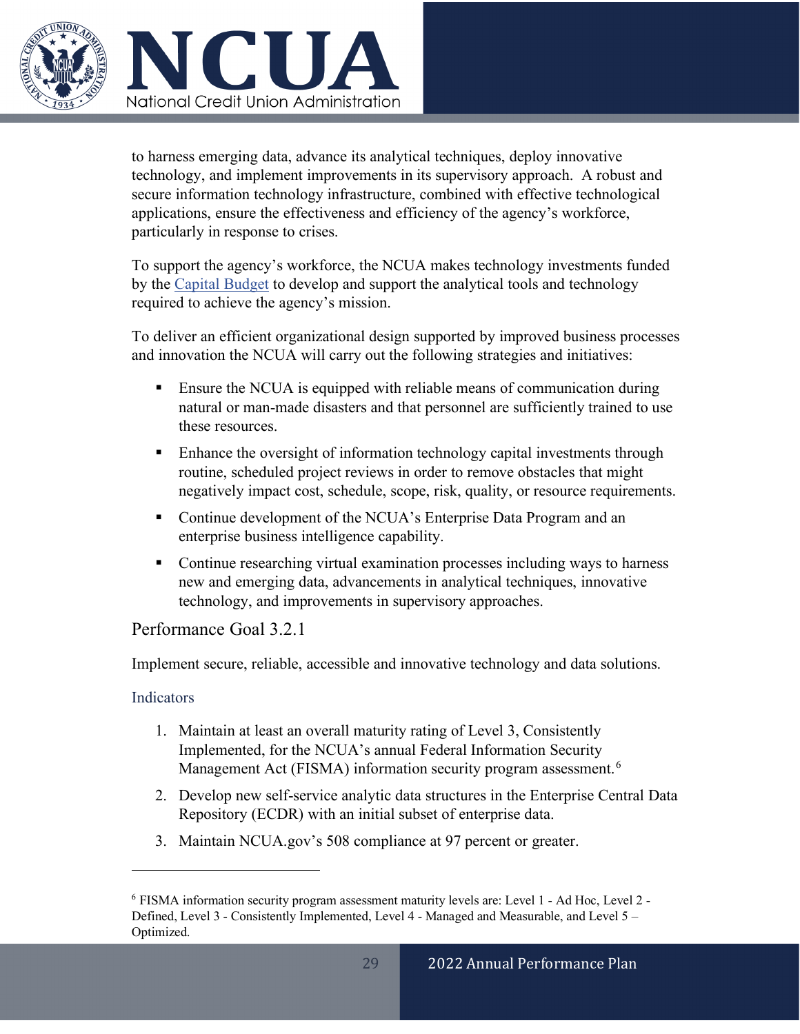to harness emerging data, advance its analytical techniques, deploy innovative technology, and implement improvements in its supervisory approach. A robust and secure information technology infrastructure, combined with effective technological applications, ensure the effectiveness and efficiency of the agency's workforce, particularly in response to crises.

To support the agency's workforce, the NCUA makes technology investments funded by the [Capital Budget](#) to develop and support the analytical tools and technology required to achieve the agency's mission.

To deliver an efficient organizational design supported by improved business processes and innovation the NCUA will carry out the following strategies and initiatives:

- Ensure the NCUA is equipped with reliable means of communication during natural or man-made disasters and that personnel are sufficiently trained to use these resources.
- Enhance the oversight of information technology capital investments through routine, scheduled project reviews in order to remove obstacles that might negatively impact cost, schedule, scope, risk, quality, or resource requirements.
- Continue development of the NCUA's Enterprise Data Program and an enterprise business intelligence capability.
- Continue researching virtual examination processes including ways to harness new and emerging data, advancements in analytical techniques, innovative technology, and improvements in supervisory approaches.

## Performance Goal 3.2.1

Implement secure, reliable, accessible and innovative technology and data solutions.

### Indicators

1. Maintain at least an overall maturity rating of Level 3, Consistently Implemented, for the NCUA's annual Federal Information Security Management Act (FISMA) information security program assessment.[6]
2. Develop new self-service analytic data structures in the Enterprise Central Data Repository (ECDR) with an initial subset of enterprise data.
3. Maintain NCUA.gov's 508 compliance at 97 percent or greater.

---

[6] FISMA information security program assessment maturity levels are: Level 1 - Ad Hoc, Level 2 - Defined, Level 3 - Consistently Implemented, Level 4 - Managed and Measurable, and Level 5 – Optimized.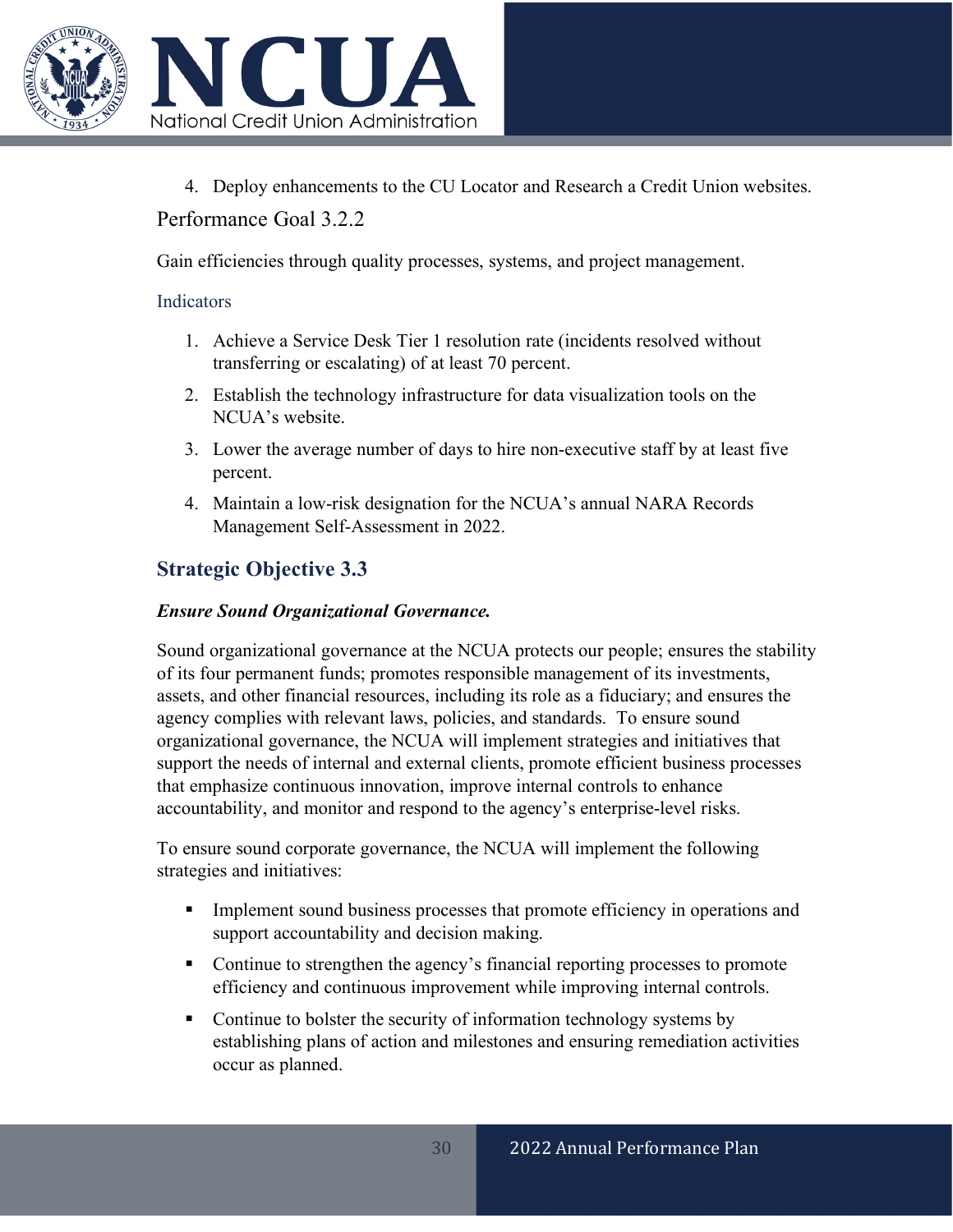4. Deploy enhancements to the CU Locator and Research a Credit Union websites.

### Performance Goal 3.2.2

Gain efficiencies through quality processes, systems, and project management.

#### Indicators

1. Achieve a Service Desk Tier 1 resolution rate (incidents resolved without transferring or escalating) of at least 70 percent.
2. Establish the technology infrastructure for data visualization tools on the NCUA's website.
3. Lower the average number of days to hire non-executive staff by at least five percent.
4. Maintain a low-risk designation for the NCUA's annual NARA Records Management Self-Assessment in 2022.

## Strategic Objective 3.3

***Ensure Sound Organizational Governance.***

Sound organizational governance at the NCUA protects our people; ensures the stability of its four permanent funds; promotes responsible management of its investments, assets, and other financial resources, including its role as a fiduciary; and ensures the agency complies with relevant laws, policies, and standards. To ensure sound organizational governance, the NCUA will implement strategies and initiatives that support the needs of internal and external clients, promote efficient business processes that emphasize continuous innovation, improve internal controls to enhance accountability, and monitor and respond to the agency's enterprise-level risks.

To ensure sound corporate governance, the NCUA will implement the following strategies and initiatives:

- Implement sound business processes that promote efficiency in operations and support accountability and decision making.
- Continue to strengthen the agency's financial reporting processes to promote efficiency and continuous improvement while improving internal controls.
- Continue to bolster the security of information technology systems by establishing plans of action and milestones and ensuring remediation activities occur as planned.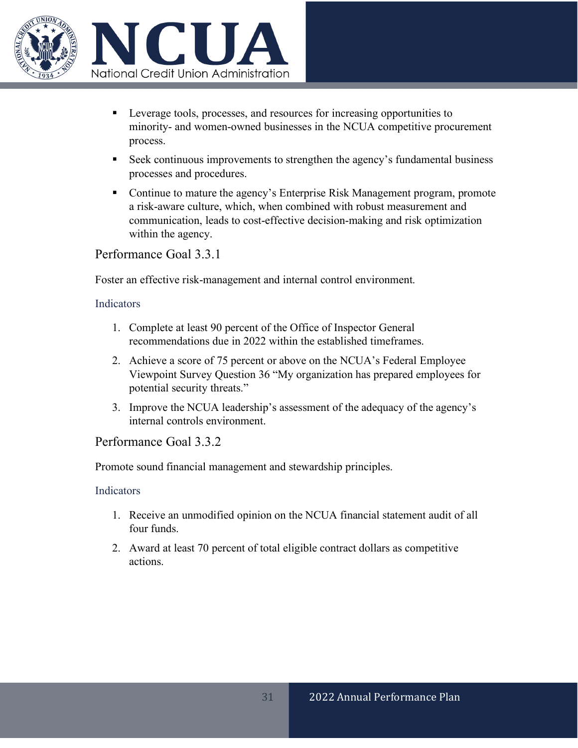- Leverage tools, processes, and resources for increasing opportunities to minority- and women-owned businesses in the NCUA competitive procurement process.
- Seek continuous improvements to strengthen the agency's fundamental business processes and procedures.
- Continue to mature the agency's Enterprise Risk Management program, promote a risk-aware culture, which, when combined with robust measurement and communication, leads to cost-effective decision-making and risk optimization within the agency.

## Performance Goal 3.3.1

Foster an effective risk-management and internal control environment.

### Indicators

1. Complete at least 90 percent of the Office of Inspector General recommendations due in 2022 within the established timeframes.
2. Achieve a score of 75 percent or above on the NCUA's Federal Employee Viewpoint Survey Question 36 "My organization has prepared employees for potential security threats."
3. Improve the NCUA leadership's assessment of the adequacy of the agency's internal controls environment.

## Performance Goal 3.3.2

Promote sound financial management and stewardship principles.

### Indicators

1. Receive an unmodified opinion on the NCUA financial statement audit of all four funds.
2. Award at least 70 percent of total eligible contract dollars as competitive actions.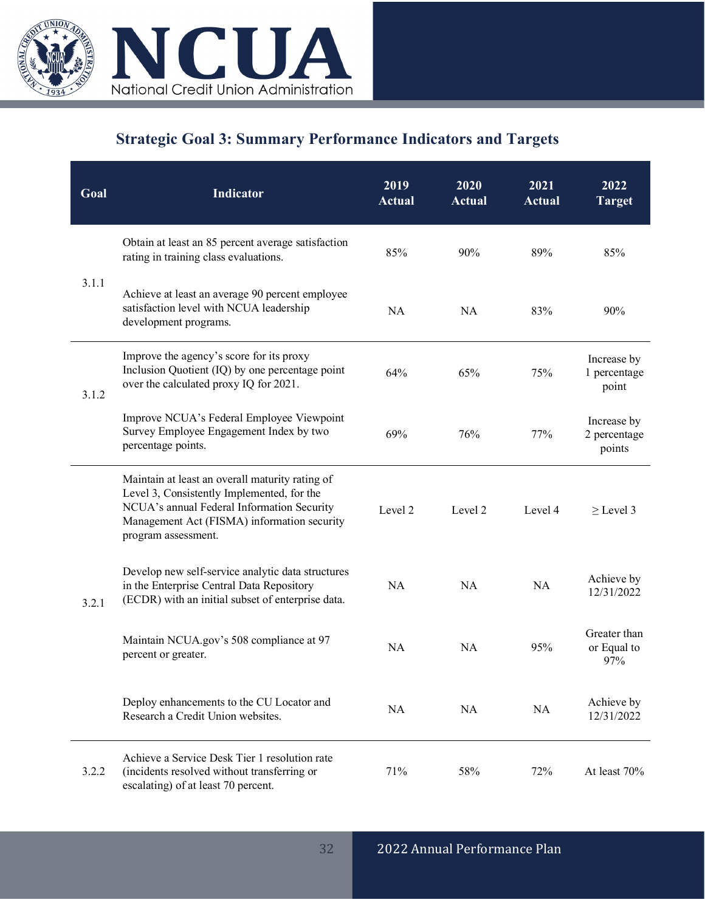## Strategic Goal 3: Summary Performance Indicators and Targets

| Goal | Indicator | 2019 Actual | 2020 Actual | 2021 Actual | 2022 Target |
|---|---|---|---|---|---|
| 3.1.1 | Obtain at least an 85 percent average satisfaction rating in training class evaluations. | 85% | 90% | 89% | 85% |
| | Achieve at least an average 90 percent employee satisfaction level with NCUA leadership development programs. | NA | NA | 83% | 90% |
| 3.1.2 | Improve the agency's score for its proxy Inclusion Quotient (IQ) by one percentage point over the calculated proxy IQ for 2021. | 64% | 65% | 75% | Increase by 1 percentage point |
| | Improve NCUA's Federal Employee Viewpoint Survey Employee Engagement Index by two percentage points. | 69% | 76% | 77% | Increase by 2 percentage points |
| 3.2.1 | Maintain at least an overall maturity rating of Level 3, Consistently Implemented, for the NCUA's annual Federal Information Security Management Act (FISMA) information security program assessment. | Level 2 | Level 2 | Level 4 | ≥ Level 3 |
| | Develop new self-service analytic data structures in the Enterprise Central Data Repository (ECDR) with an initial subset of enterprise data. | NA | NA | NA | Achieve by 12/31/2022 |
| | Maintain NCUA.gov's 508 compliance at 97 percent or greater. | NA | NA | 95% | Greater than or Equal to 97% |
| | Deploy enhancements to the CU Locator and Research a Credit Union websites. | NA | NA | NA | Achieve by 12/31/2022 |
| 3.2.2 | Achieve a Service Desk Tier 1 resolution rate (incidents resolved without transferring or escalating) of at least 70 percent. | 71% | 58% | 72% | At least 70% |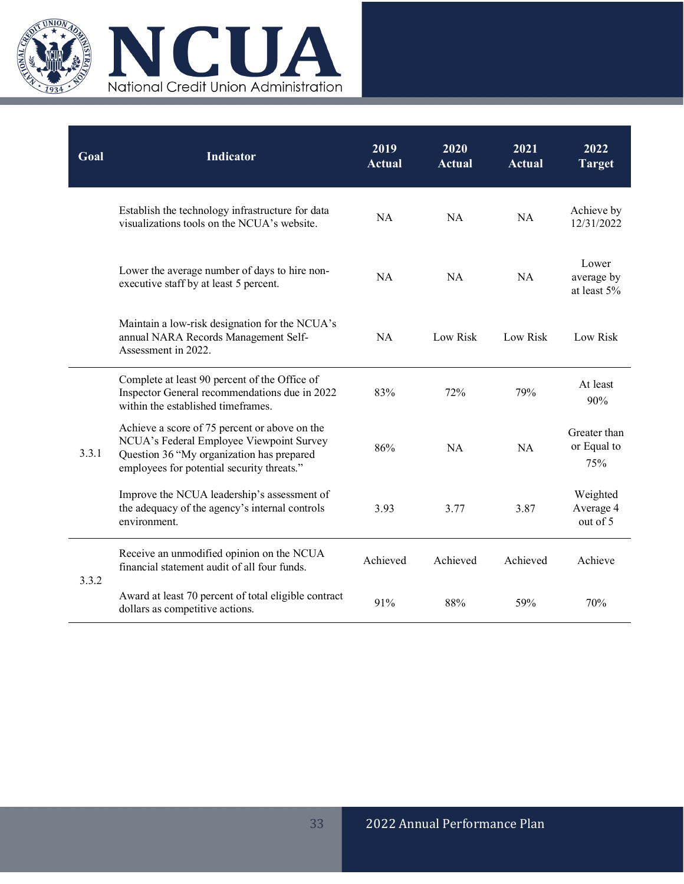| Goal | Indicator | 2019 Actual | 2020 Actual | 2021 Actual | 2022 Target |
|---|---|---|---|---|---|
| | Establish the technology infrastructure for data visualizations tools on the NCUA's website. | NA | NA | NA | Achieve by 12/31/2022 |
| | Lower the average number of days to hire non-executive staff by at least 5 percent. | NA | NA | NA | Lower average by at least 5% |
| | Maintain a low-risk designation for the NCUA's annual NARA Records Management Self-Assessment in 2022. | NA | Low Risk | Low Risk | Low Risk |
| 3.3.1 | Complete at least 90 percent of the Office of Inspector General recommendations due in 2022 within the established timeframes. | 83% | 72% | 79% | At least 90% |
| | Achieve a score of 75 percent or above on the NCUA's Federal Employee Viewpoint Survey Question 36 "My organization has prepared employees for potential security threats." | 86% | NA | NA | Greater than or Equal to 75% |
| | Improve the NCUA leadership's assessment of the adequacy of the agency's internal controls environment. | 3.93 | 3.77 | 3.87 | Weighted Average 4 out of 5 |
| 3.3.2 | Receive an unmodified opinion on the NCUA financial statement audit of all four funds. | Achieved | Achieved | Achieved | Achieve |
| | Award at least 70 percent of total eligible contract dollars as competitive actions. | 91% | 88% | 59% | 70% |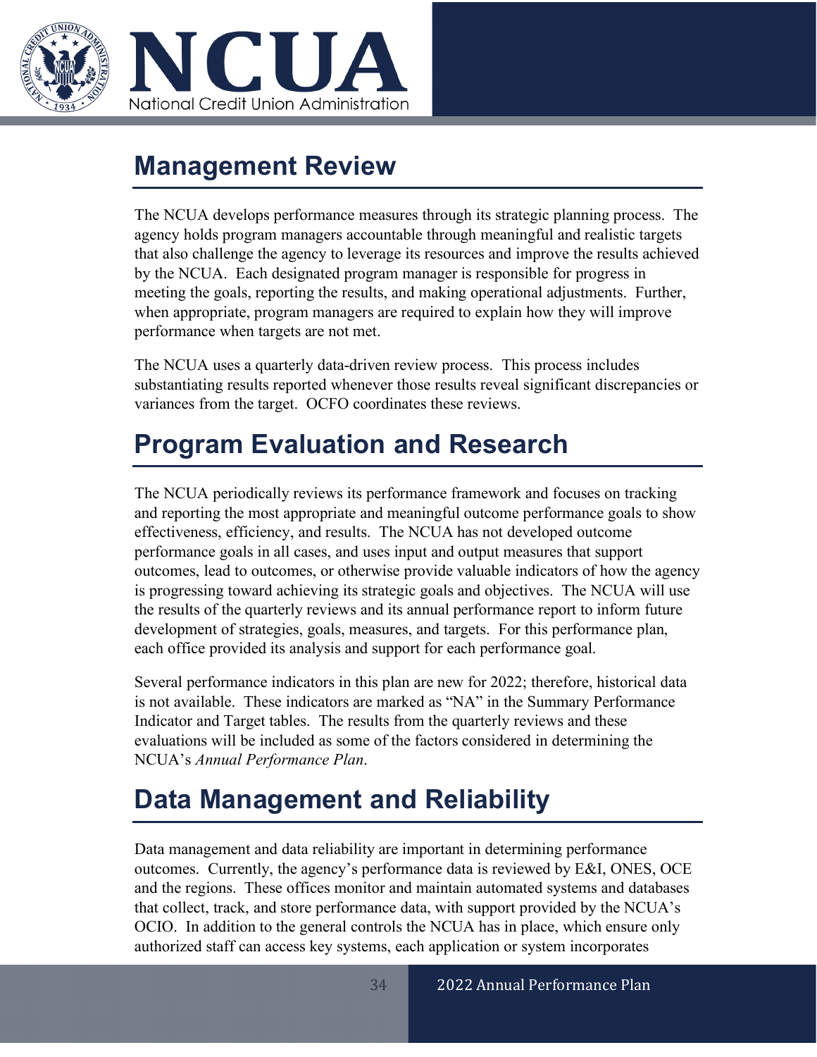## Management Review

The NCUA develops performance measures through its strategic planning process. The agency holds program managers accountable through meaningful and realistic targets that also challenge the agency to leverage its resources and improve the results achieved by the NCUA. Each designated program manager is responsible for progress in meeting the goals, reporting the results, and making operational adjustments. Further, when appropriate, program managers are required to explain how they will improve performance when targets are not met.

The NCUA uses a quarterly data-driven review process. This process includes substantiating results reported whenever those results reveal significant discrepancies or variances from the target. OCFO coordinates these reviews.

## Program Evaluation and Research

The NCUA periodically reviews its performance framework and focuses on tracking and reporting the most appropriate and meaningful outcome performance goals to show effectiveness, efficiency, and results. The NCUA has not developed outcome performance goals in all cases, and uses input and output measures that support outcomes, lead to outcomes, or otherwise provide valuable indicators of how the agency is progressing toward achieving its strategic goals and objectives. The NCUA will use the results of the quarterly reviews and its annual performance report to inform future development of strategies, goals, measures, and targets. For this performance plan, each office provided its analysis and support for each performance goal.

Several performance indicators in this plan are new for 2022; therefore, historical data is not available. These indicators are marked as "NA" in the Summary Performance Indicator and Target tables. The results from the quarterly reviews and these evaluations will be included as some of the factors considered in determining the NCUA's *Annual Performance Plan*.

## Data Management and Reliability

Data management and data reliability are important in determining performance outcomes. Currently, the agency's performance data is reviewed by E&I, ONES, OCE and the regions. These offices monitor and maintain automated systems and databases that collect, track, and store performance data, with support provided by the NCUA's OCIO. In addition to the general controls the NCUA has in place, which ensure only authorized staff can access key systems, each application or system incorporates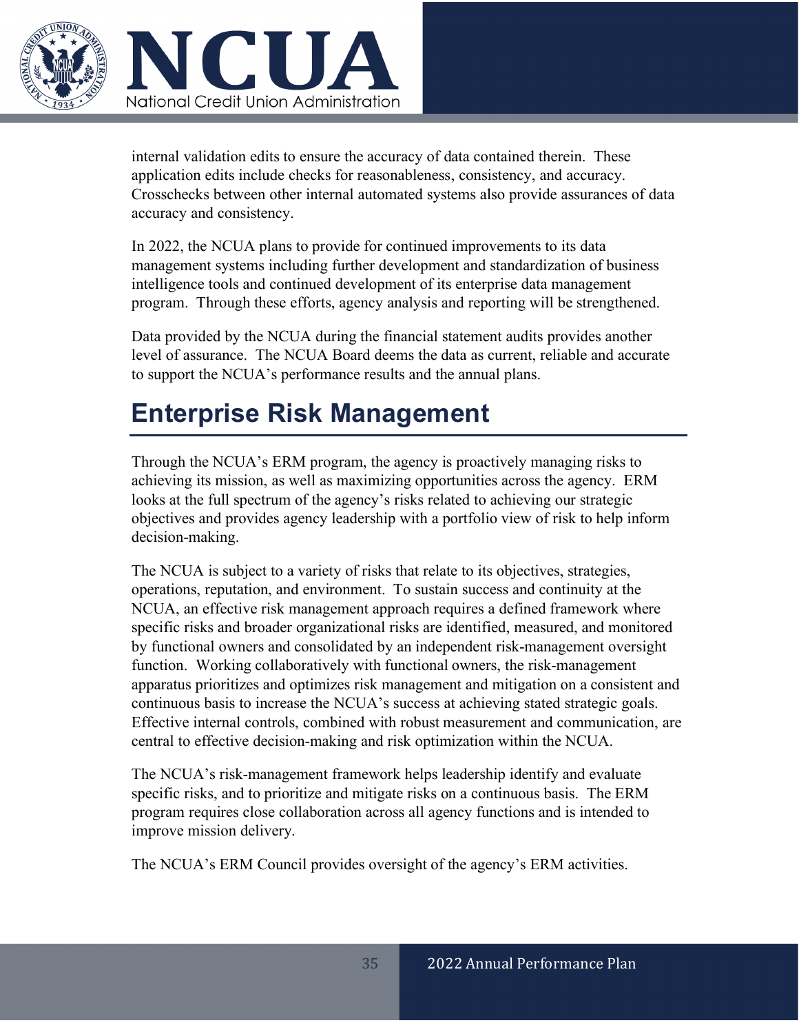internal validation edits to ensure the accuracy of data contained therein. These application edits include checks for reasonableness, consistency, and accuracy. Crosschecks between other internal automated systems also provide assurances of data accuracy and consistency.

In 2022, the NCUA plans to provide for continued improvements to its data management systems including further development and standardization of business intelligence tools and continued development of its enterprise data management program. Through these efforts, agency analysis and reporting will be strengthened.

Data provided by the NCUA during the financial statement audits provides another level of assurance. The NCUA Board deems the data as current, reliable and accurate to support the NCUA's performance results and the annual plans.

# Enterprise Risk Management

Through the NCUA's ERM program, the agency is proactively managing risks to achieving its mission, as well as maximizing opportunities across the agency. ERM looks at the full spectrum of the agency's risks related to achieving our strategic objectives and provides agency leadership with a portfolio view of risk to help inform decision-making.

The NCUA is subject to a variety of risks that relate to its objectives, strategies, operations, reputation, and environment. To sustain success and continuity at the NCUA, an effective risk management approach requires a defined framework where specific risks and broader organizational risks are identified, measured, and monitored by functional owners and consolidated by an independent risk-management oversight function. Working collaboratively with functional owners, the risk-management apparatus prioritizes and optimizes risk management and mitigation on a consistent and continuous basis to increase the NCUA's success at achieving stated strategic goals. Effective internal controls, combined with robust measurement and communication, are central to effective decision-making and risk optimization within the NCUA.

The NCUA's risk-management framework helps leadership identify and evaluate specific risks, and to prioritize and mitigate risks on a continuous basis. The ERM program requires close collaboration across all agency functions and is intended to improve mission delivery.

The NCUA's ERM Council provides oversight of the agency's ERM activities.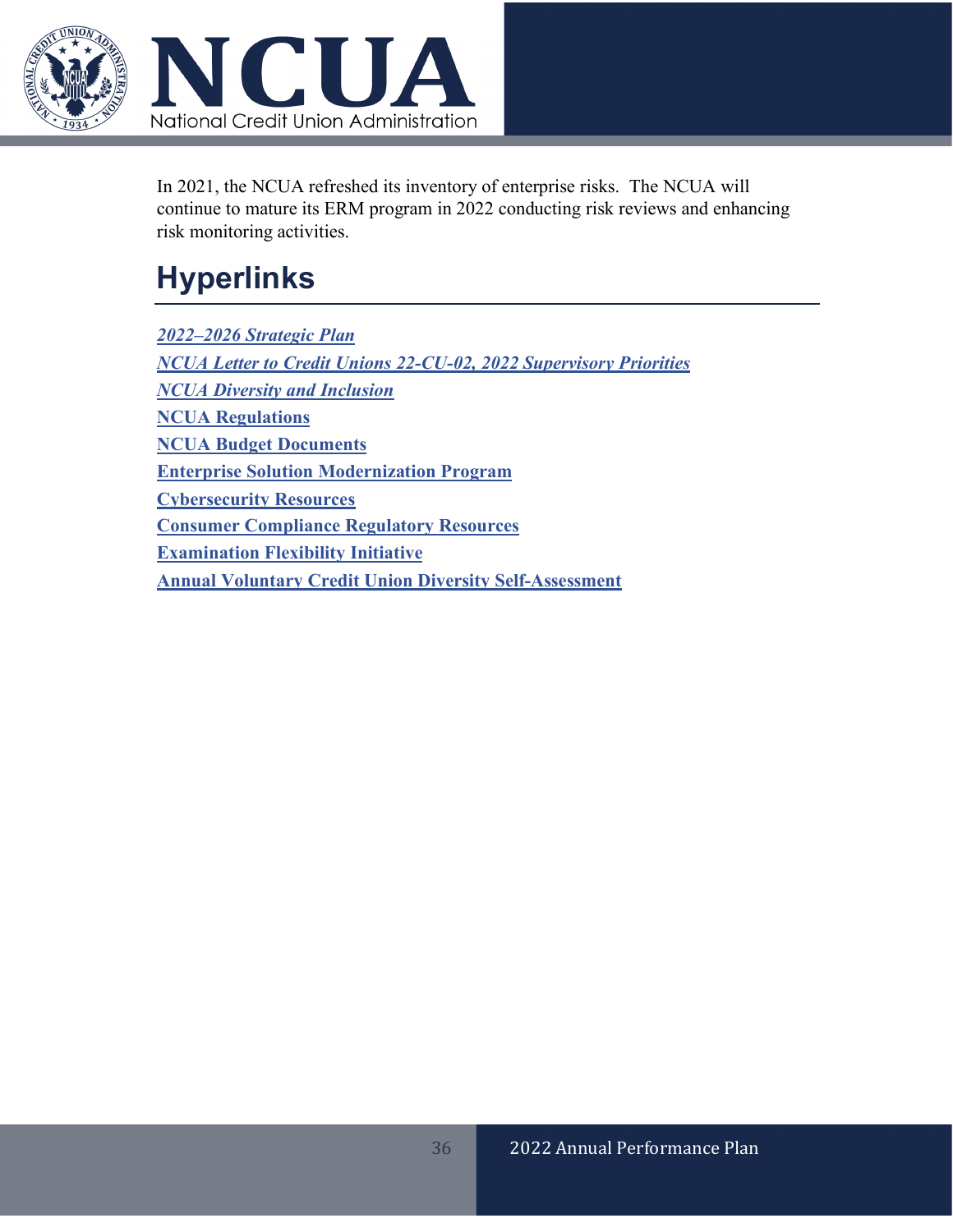In 2021, the NCUA refreshed its inventory of enterprise risks. The NCUA will continue to mature its ERM program in 2022 conducting risk reviews and enhancing risk monitoring activities.

# Hyperlinks

***2022–2026 Strategic Plan***

***NCUA Letter to Credit Unions 22-CU-02, 2022 Supervisory Priorities***

***NCUA Diversity and Inclusion***

**NCUA Regulations**

**NCUA Budget Documents**

**Enterprise Solution Modernization Program**

**Cybersecurity Resources**

**Consumer Compliance Regulatory Resources**

**Examination Flexibility Initiative**

**Annual Voluntary Credit Union Diversity Self-Assessment**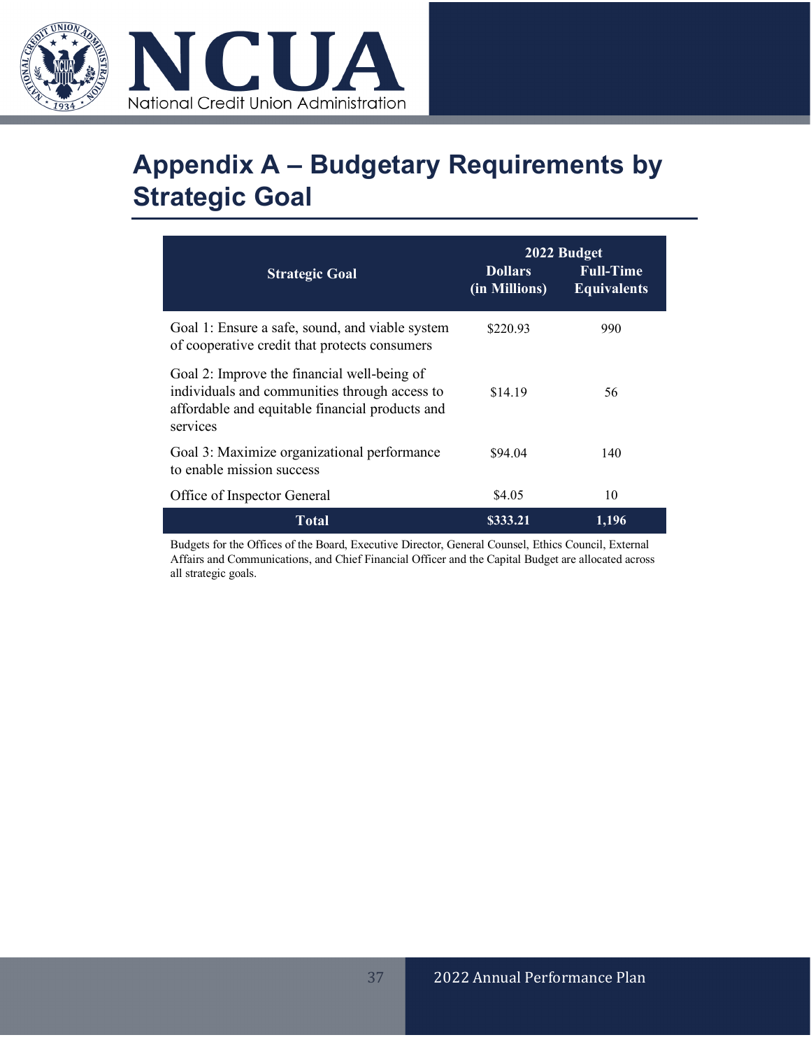# Appendix A – Budgetary Requirements by Strategic Goal

| Strategic Goal | 2022 Budget Dollars (in Millions) | 2022 Budget Full-Time Equivalents |
|---|---|---|
| Goal 1: Ensure a safe, sound, and viable system of cooperative credit that protects consumers | $220.93 | 990 |
| Goal 2: Improve the financial well-being of individuals and communities through access to affordable and equitable financial products and services | $14.19 | 56 |
| Goal 3: Maximize organizational performance to enable mission success | $94.04 | 140 |
| Office of Inspector General | $4.05 | 10 |
| **Total** | **$333.21** | **1,196** |

Budgets for the Offices of the Board, Executive Director, General Counsel, Ethics Council, External Affairs and Communications, and Chief Financial Officer and the Capital Budget are allocated across all strategic goals.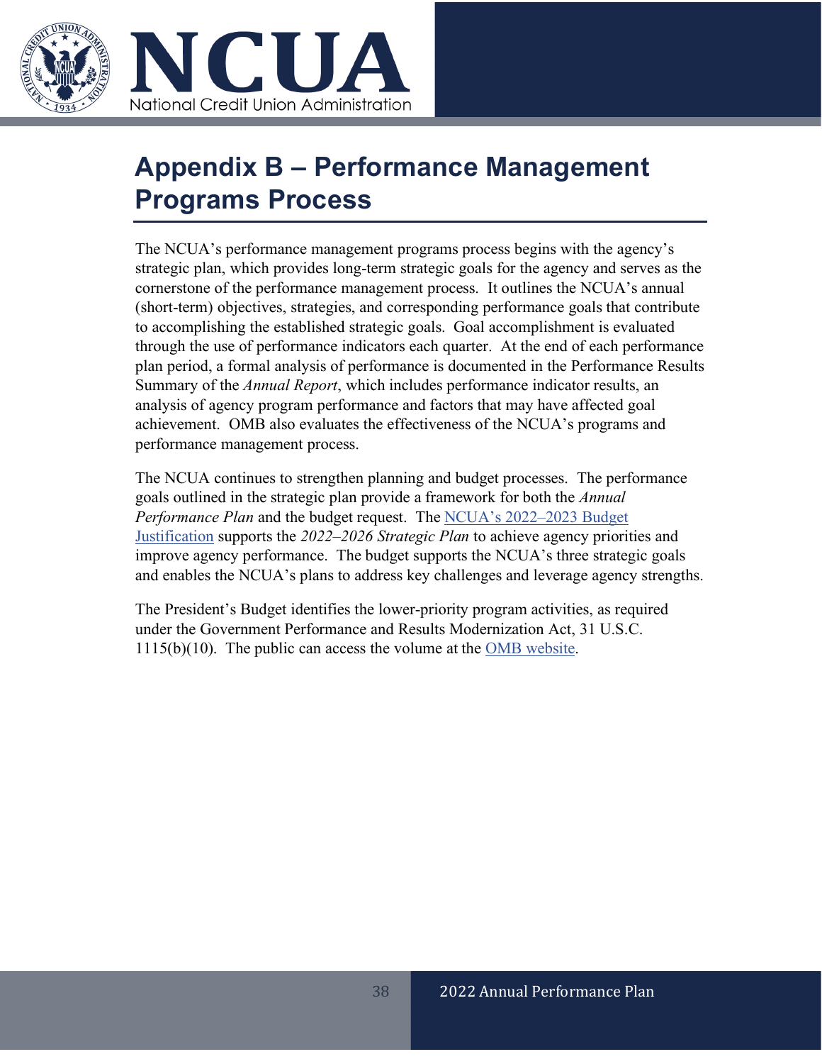# Appendix B – Performance Management Programs Process

The NCUA's performance management programs process begins with the agency's strategic plan, which provides long-term strategic goals for the agency and serves as the cornerstone of the performance management process. It outlines the NCUA's annual (short-term) objectives, strategies, and corresponding performance goals that contribute to accomplishing the established strategic goals. Goal accomplishment is evaluated through the use of performance indicators each quarter. At the end of each performance plan period, a formal analysis of performance is documented in the Performance Results Summary of the *Annual Report*, which includes performance indicator results, an analysis of agency program performance and factors that may have affected goal achievement. OMB also evaluates the effectiveness of the NCUA's programs and performance management process.

The NCUA continues to strengthen planning and budget processes. The performance goals outlined in the strategic plan provide a framework for both the *Annual Performance Plan* and the budget request. The NCUA's 2022–2023 Budget Justification supports the *2022–2026 Strategic Plan* to achieve agency priorities and improve agency performance. The budget supports the NCUA's three strategic goals and enables the NCUA's plans to address key challenges and leverage agency strengths.

The President's Budget identifies the lower-priority program activities, as required under the Government Performance and Results Modernization Act, 31 U.S.C. 1115(b)(10). The public can access the volume at the OMB website.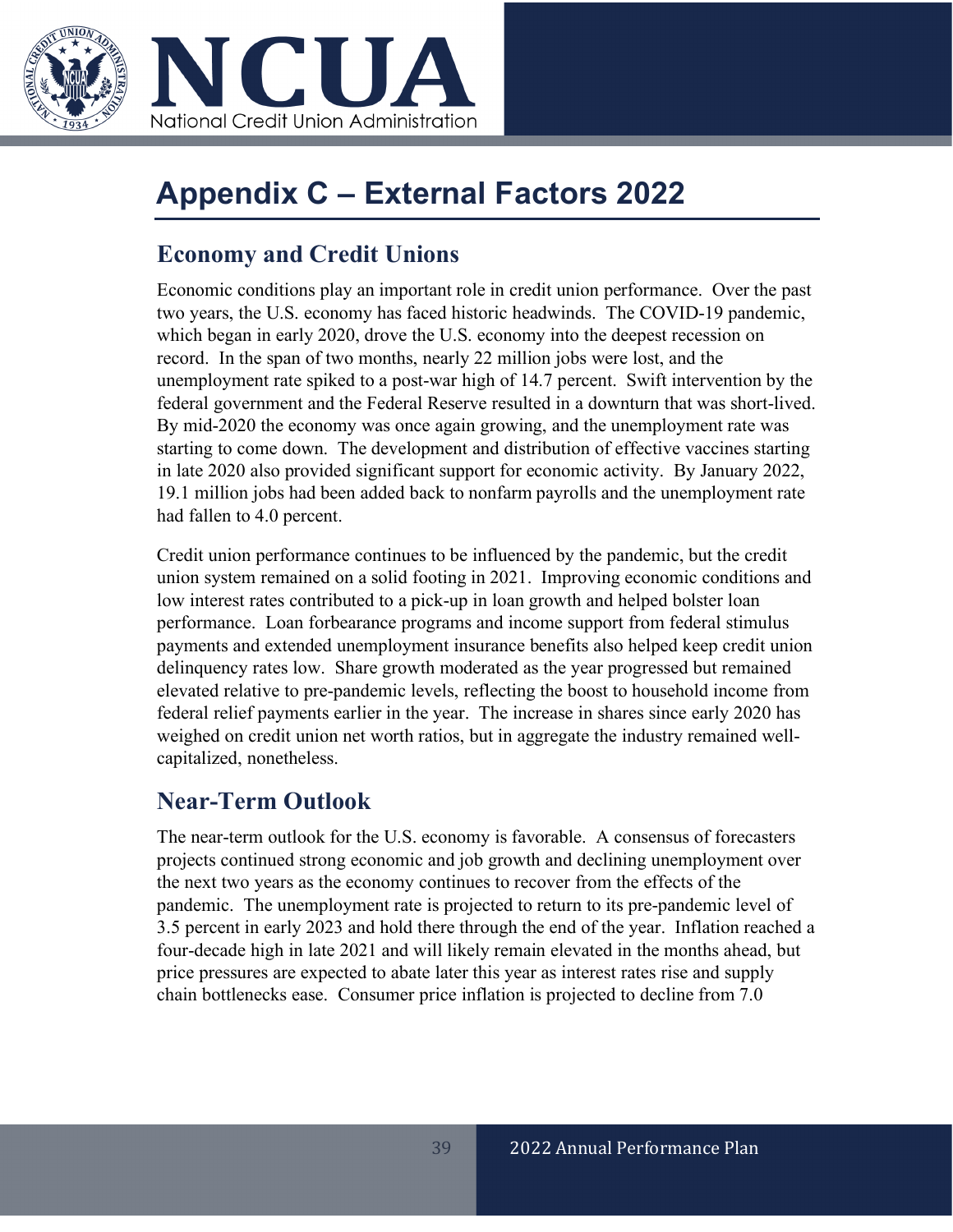# Appendix C – External Factors 2022

## Economy and Credit Unions

Economic conditions play an important role in credit union performance. Over the past two years, the U.S. economy has faced historic headwinds. The COVID-19 pandemic, which began in early 2020, drove the U.S. economy into the deepest recession on record. In the span of two months, nearly 22 million jobs were lost, and the unemployment rate spiked to a post-war high of 14.7 percent. Swift intervention by the federal government and the Federal Reserve resulted in a downturn that was short-lived. By mid-2020 the economy was once again growing, and the unemployment rate was starting to come down. The development and distribution of effective vaccines starting in late 2020 also provided significant support for economic activity. By January 2022, 19.1 million jobs had been added back to nonfarm payrolls and the unemployment rate had fallen to 4.0 percent.

Credit union performance continues to be influenced by the pandemic, but the credit union system remained on a solid footing in 2021. Improving economic conditions and low interest rates contributed to a pick-up in loan growth and helped bolster loan performance. Loan forbearance programs and income support from federal stimulus payments and extended unemployment insurance benefits also helped keep credit union delinquency rates low. Share growth moderated as the year progressed but remained elevated relative to pre-pandemic levels, reflecting the boost to household income from federal relief payments earlier in the year. The increase in shares since early 2020 has weighed on credit union net worth ratios, but in aggregate the industry remained well-capitalized, nonetheless.

## Near-Term Outlook

The near-term outlook for the U.S. economy is favorable. A consensus of forecasters projects continued strong economic and job growth and declining unemployment over the next two years as the economy continues to recover from the effects of the pandemic. The unemployment rate is projected to return to its pre-pandemic level of 3.5 percent in early 2023 and hold there through the end of the year. Inflation reached a four-decade high in late 2021 and will likely remain elevated in the months ahead, but price pressures are expected to abate later this year as interest rates rise and supply chain bottlenecks ease. Consumer price inflation is projected to decline from 7.0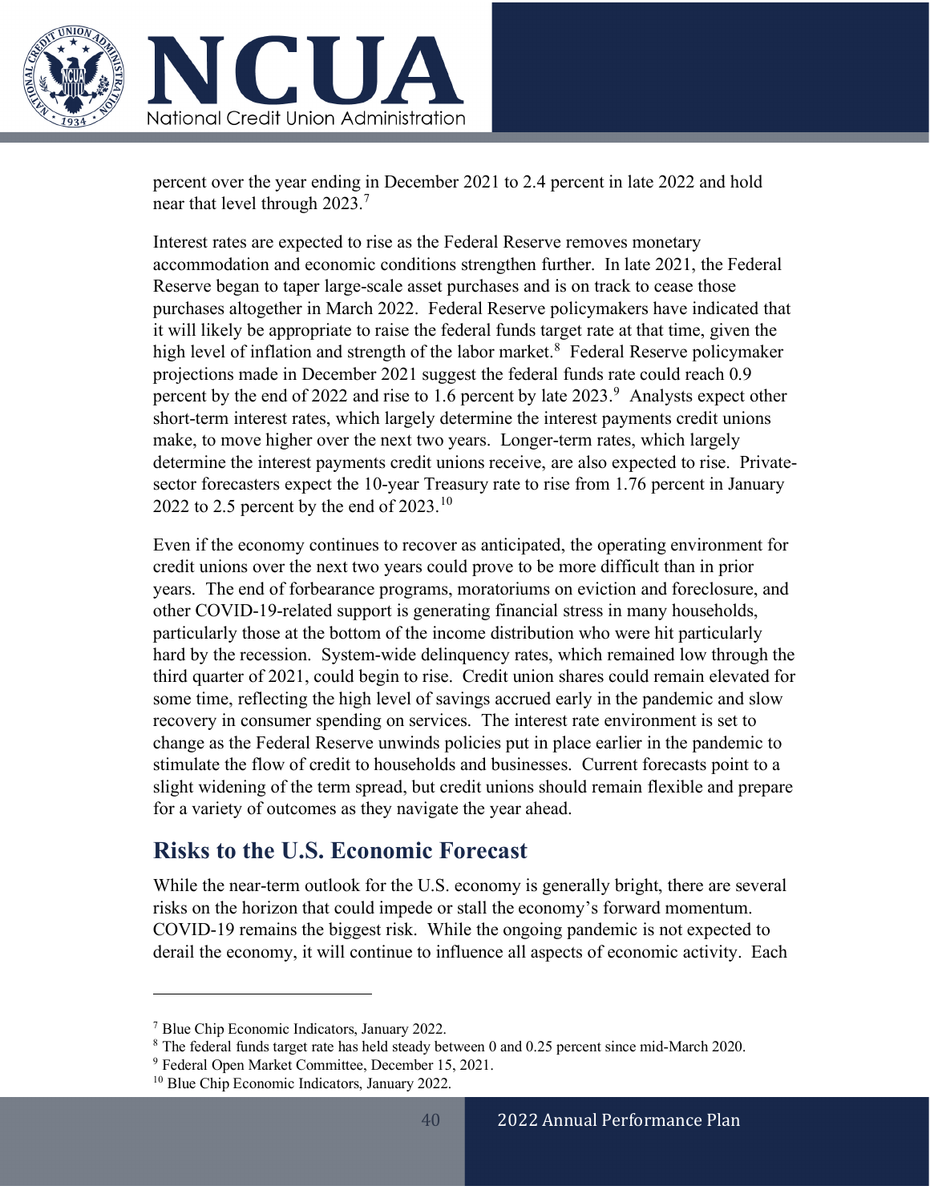percent over the year ending in December 2021 to 2.4 percent in late 2022 and hold near that level through 2023.[7]

Interest rates are expected to rise as the Federal Reserve removes monetary accommodation and economic conditions strengthen further. In late 2021, the Federal Reserve began to taper large-scale asset purchases and is on track to cease those purchases altogether in March 2022. Federal Reserve policymakers have indicated that it will likely be appropriate to raise the federal funds target rate at that time, given the high level of inflation and strength of the labor market.[8] Federal Reserve policymaker projections made in December 2021 suggest the federal funds rate could reach 0.9 percent by the end of 2022 and rise to 1.6 percent by late 2023.[9] Analysts expect other short-term interest rates, which largely determine the interest payments credit unions make, to move higher over the next two years. Longer-term rates, which largely determine the interest payments credit unions receive, are also expected to rise. Private-sector forecasters expect the 10-year Treasury rate to rise from 1.76 percent in January 2022 to 2.5 percent by the end of 2023.[10]

Even if the economy continues to recover as anticipated, the operating environment for credit unions over the next two years could prove to be more difficult than in prior years. The end of forbearance programs, moratoriums on eviction and foreclosure, and other COVID-19-related support is generating financial stress in many households, particularly those at the bottom of the income distribution who were hit particularly hard by the recession. System-wide delinquency rates, which remained low through the third quarter of 2021, could begin to rise. Credit union shares could remain elevated for some time, reflecting the high level of savings accrued early in the pandemic and slow recovery in consumer spending on services. The interest rate environment is set to change as the Federal Reserve unwinds policies put in place earlier in the pandemic to stimulate the flow of credit to households and businesses. Current forecasts point to a slight widening of the term spread, but credit unions should remain flexible and prepare for a variety of outcomes as they navigate the year ahead.

## Risks to the U.S. Economic Forecast

While the near-term outlook for the U.S. economy is generally bright, there are several risks on the horizon that could impede or stall the economy's forward momentum. COVID-19 remains the biggest risk. While the ongoing pandemic is not expected to derail the economy, it will continue to influence all aspects of economic activity. Each

---

[7] Blue Chip Economic Indicators, January 2022.

[8] The federal funds target rate has held steady between 0 and 0.25 percent since mid-March 2020.

[9] Federal Open Market Committee, December 15, 2021.

[10] Blue Chip Economic Indicators, January 2022.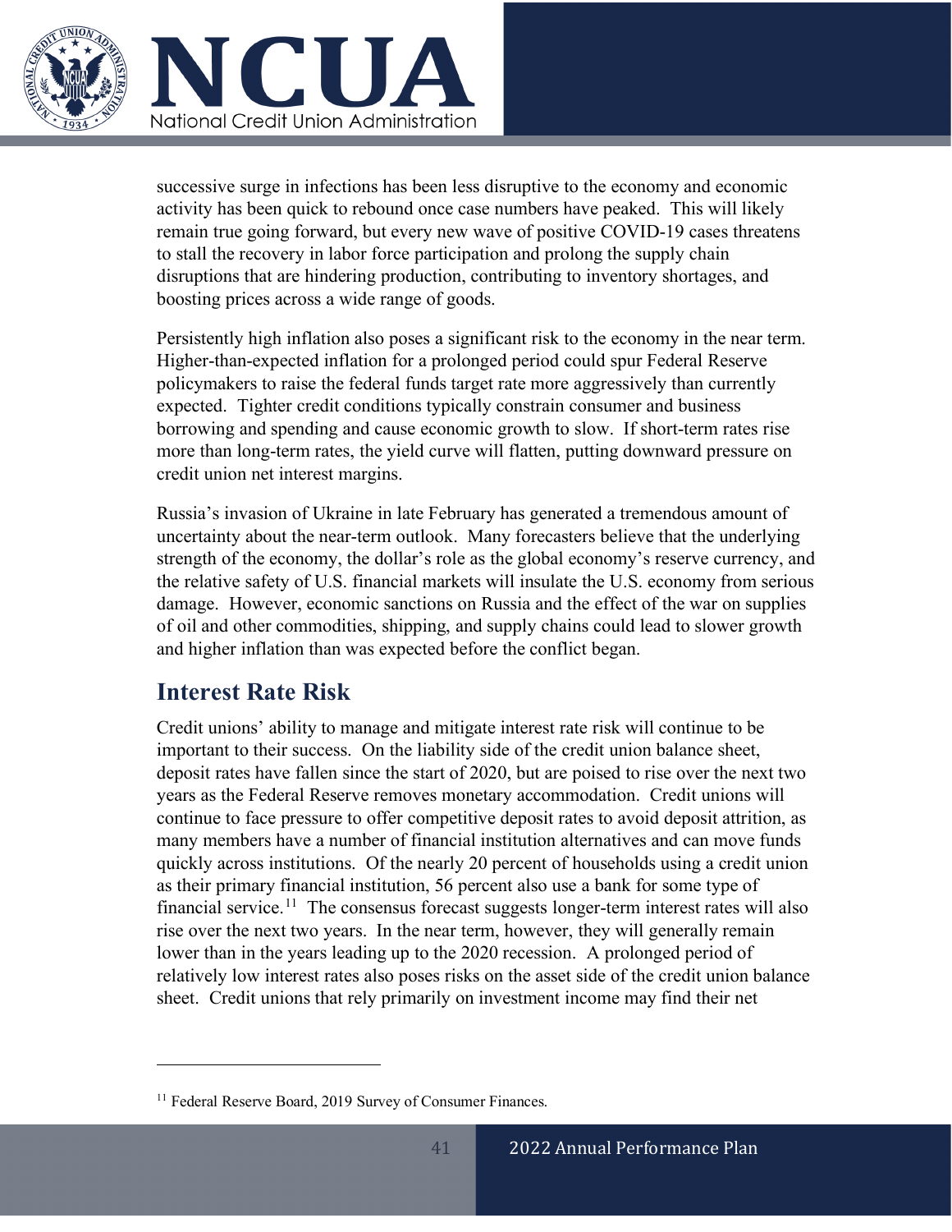successive surge in infections has been less disruptive to the economy and economic activity has been quick to rebound once case numbers have peaked. This will likely remain true going forward, but every new wave of positive COVID-19 cases threatens to stall the recovery in labor force participation and prolong the supply chain disruptions that are hindering production, contributing to inventory shortages, and boosting prices across a wide range of goods.

Persistently high inflation also poses a significant risk to the economy in the near term. Higher-than-expected inflation for a prolonged period could spur Federal Reserve policymakers to raise the federal funds target rate more aggressively than currently expected. Tighter credit conditions typically constrain consumer and business borrowing and spending and cause economic growth to slow. If short-term rates rise more than long-term rates, the yield curve will flatten, putting downward pressure on credit union net interest margins.

Russia's invasion of Ukraine in late February has generated a tremendous amount of uncertainty about the near-term outlook. Many forecasters believe that the underlying strength of the economy, the dollar's role as the global economy's reserve currency, and the relative safety of U.S. financial markets will insulate the U.S. economy from serious damage. However, economic sanctions on Russia and the effect of the war on supplies of oil and other commodities, shipping, and supply chains could lead to slower growth and higher inflation than was expected before the conflict began.

## Interest Rate Risk

Credit unions' ability to manage and mitigate interest rate risk will continue to be important to their success. On the liability side of the credit union balance sheet, deposit rates have fallen since the start of 2020, but are poised to rise over the next two years as the Federal Reserve removes monetary accommodation. Credit unions will continue to face pressure to offer competitive deposit rates to avoid deposit attrition, as many members have a number of financial institution alternatives and can move funds quickly across institutions. Of the nearly 20 percent of households using a credit union as their primary financial institution, 56 percent also use a bank for some type of financial service.[11] The consensus forecast suggests longer-term interest rates will also rise over the next two years. In the near term, however, they will generally remain lower than in the years leading up to the 2020 recession. A prolonged period of relatively low interest rates also poses risks on the asset side of the credit union balance sheet. Credit unions that rely primarily on investment income may find their net

[11] Federal Reserve Board, 2019 Survey of Consumer Finances.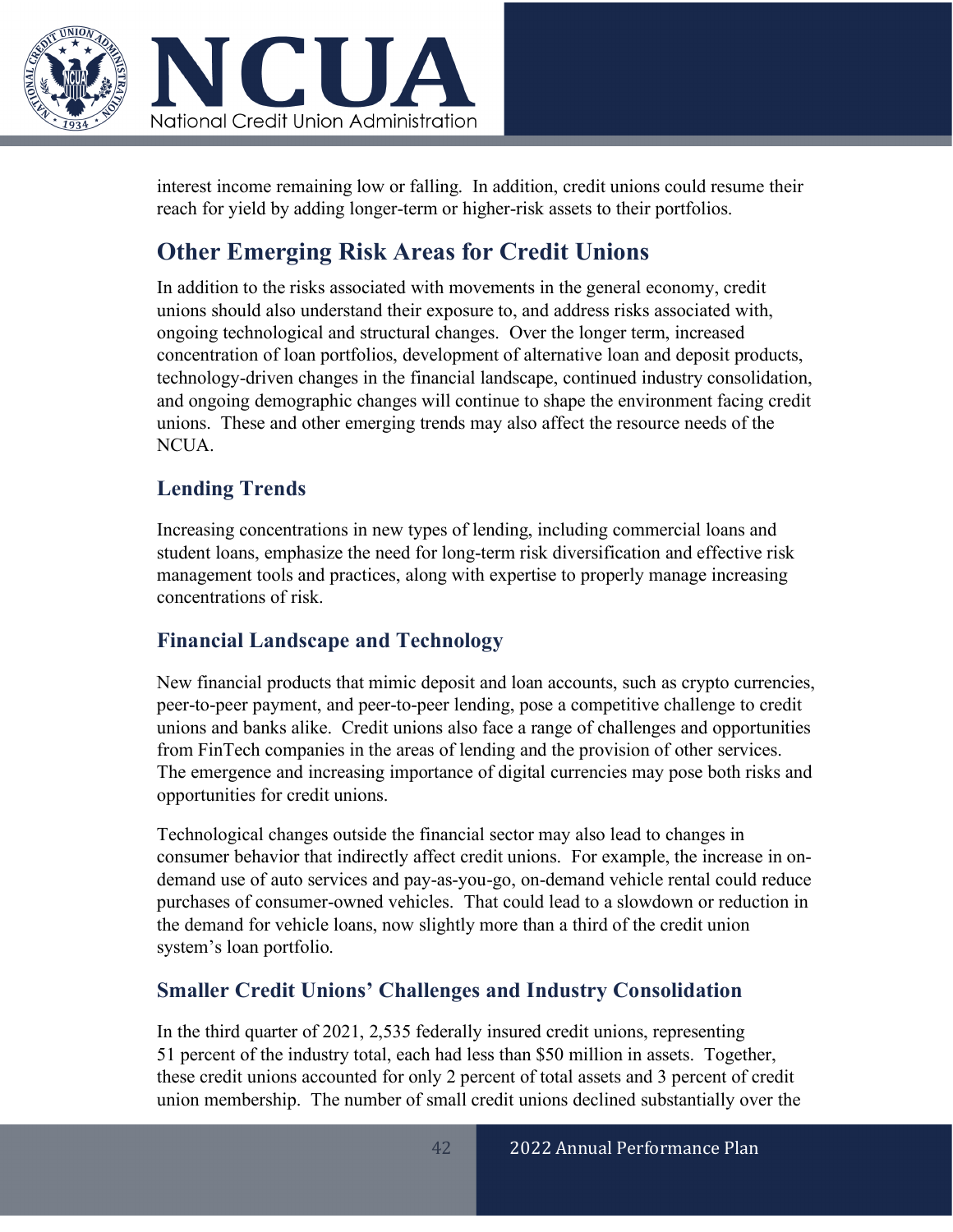interest income remaining low or falling. In addition, credit unions could resume their reach for yield by adding longer-term or higher-risk assets to their portfolios.

## Other Emerging Risk Areas for Credit Unions

In addition to the risks associated with movements in the general economy, credit unions should also understand their exposure to, and address risks associated with, ongoing technological and structural changes. Over the longer term, increased concentration of loan portfolios, development of alternative loan and deposit products, technology-driven changes in the financial landscape, continued industry consolidation, and ongoing demographic changes will continue to shape the environment facing credit unions. These and other emerging trends may also affect the resource needs of the NCUA.

### Lending Trends

Increasing concentrations in new types of lending, including commercial loans and student loans, emphasize the need for long-term risk diversification and effective risk management tools and practices, along with expertise to properly manage increasing concentrations of risk.

### Financial Landscape and Technology

New financial products that mimic deposit and loan accounts, such as crypto currencies, peer-to-peer payment, and peer-to-peer lending, pose a competitive challenge to credit unions and banks alike. Credit unions also face a range of challenges and opportunities from FinTech companies in the areas of lending and the provision of other services. The emergence and increasing importance of digital currencies may pose both risks and opportunities for credit unions.

Technological changes outside the financial sector may also lead to changes in consumer behavior that indirectly affect credit unions. For example, the increase in on-demand use of auto services and pay-as-you-go, on-demand vehicle rental could reduce purchases of consumer-owned vehicles. That could lead to a slowdown or reduction in the demand for vehicle loans, now slightly more than a third of the credit union system's loan portfolio.

### Smaller Credit Unions' Challenges and Industry Consolidation

In the third quarter of 2021, 2,535 federally insured credit unions, representing 51 percent of the industry total, each had less than $50 million in assets. Together, these credit unions accounted for only 2 percent of total assets and 3 percent of credit union membership. The number of small credit unions declined substantially over the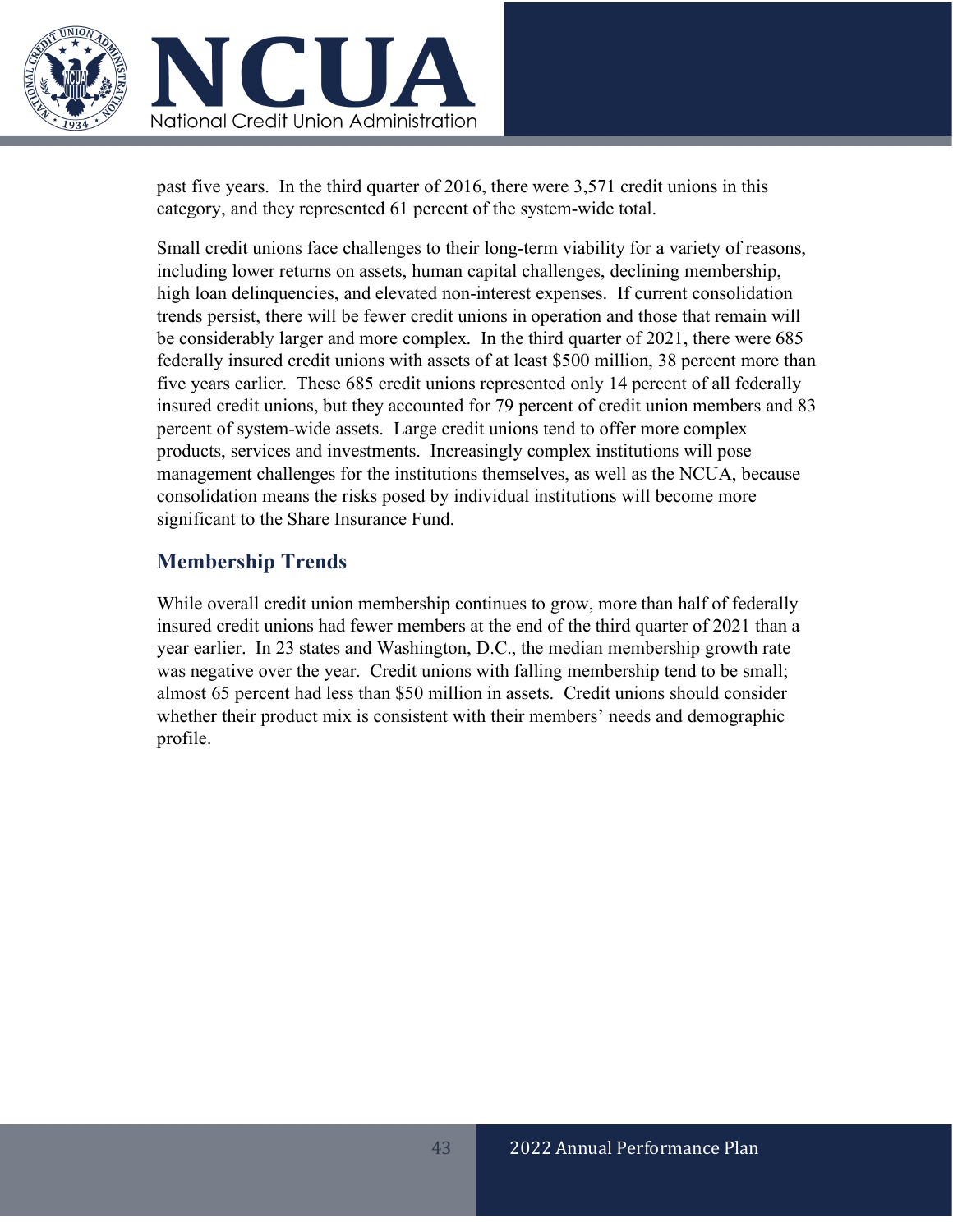past five years. In the third quarter of 2016, there were 3,571 credit unions in this category, and they represented 61 percent of the system-wide total.

Small credit unions face challenges to their long-term viability for a variety of reasons, including lower returns on assets, human capital challenges, declining membership, high loan delinquencies, and elevated non-interest expenses. If current consolidation trends persist, there will be fewer credit unions in operation and those that remain will be considerably larger and more complex. In the third quarter of 2021, there were 685 federally insured credit unions with assets of at least \$500 million, 38 percent more than five years earlier. These 685 credit unions represented only 14 percent of all federally insured credit unions, but they accounted for 79 percent of credit union members and 83 percent of system-wide assets. Large credit unions tend to offer more complex products, services and investments. Increasingly complex institutions will pose management challenges for the institutions themselves, as well as the NCUA, because consolidation means the risks posed by individual institutions will become more significant to the Share Insurance Fund.

## Membership Trends

While overall credit union membership continues to grow, more than half of federally insured credit unions had fewer members at the end of the third quarter of 2021 than a year earlier. In 23 states and Washington, D.C., the median membership growth rate was negative over the year. Credit unions with falling membership tend to be small; almost 65 percent had less than \$50 million in assets. Credit unions should consider whether their product mix is consistent with their members' needs and demographic profile.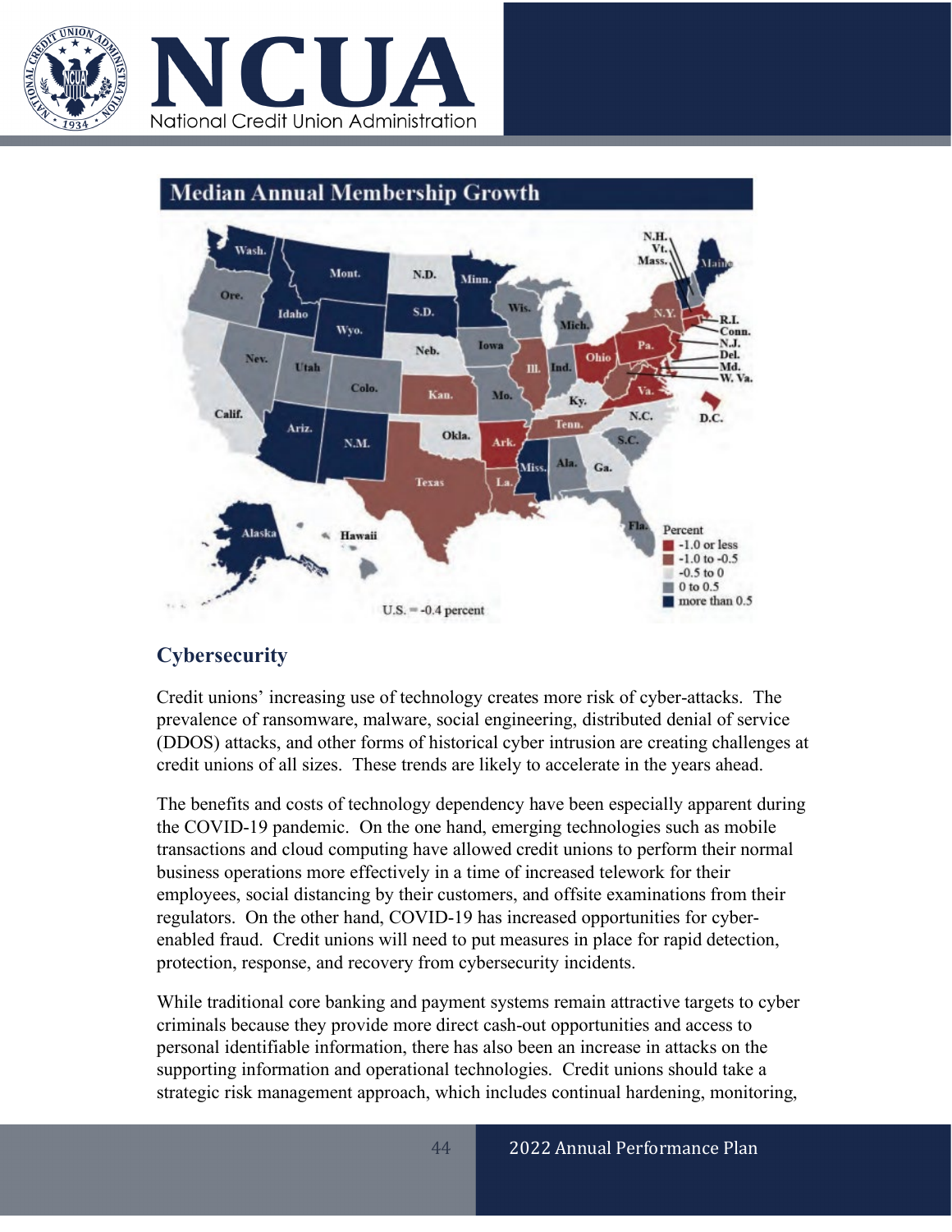## Median Annual Membership Growth

## Cybersecurity

Credit unions' increasing use of technology creates more risk of cyber-attacks. The prevalence of ransomware, malware, social engineering, distributed denial of service (DDOS) attacks, and other forms of historical cyber intrusion are creating challenges at credit unions of all sizes. These trends are likely to accelerate in the years ahead.

The benefits and costs of technology dependency have been especially apparent during the COVID-19 pandemic. On the one hand, emerging technologies such as mobile transactions and cloud computing have allowed credit unions to perform their normal business operations more effectively in a time of increased telework for their employees, social distancing by their customers, and offsite examinations from their regulators. On the other hand, COVID-19 has increased opportunities for cyber-enabled fraud. Credit unions will need to put measures in place for rapid detection, protection, response, and recovery from cybersecurity incidents.

While traditional core banking and payment systems remain attractive targets to cyber criminals because they provide more direct cash-out opportunities and access to personal identifiable information, there has also been an increase in attacks on the supporting information and operational technologies. Credit unions should take a strategic risk management approach, which includes continual hardening, monitoring,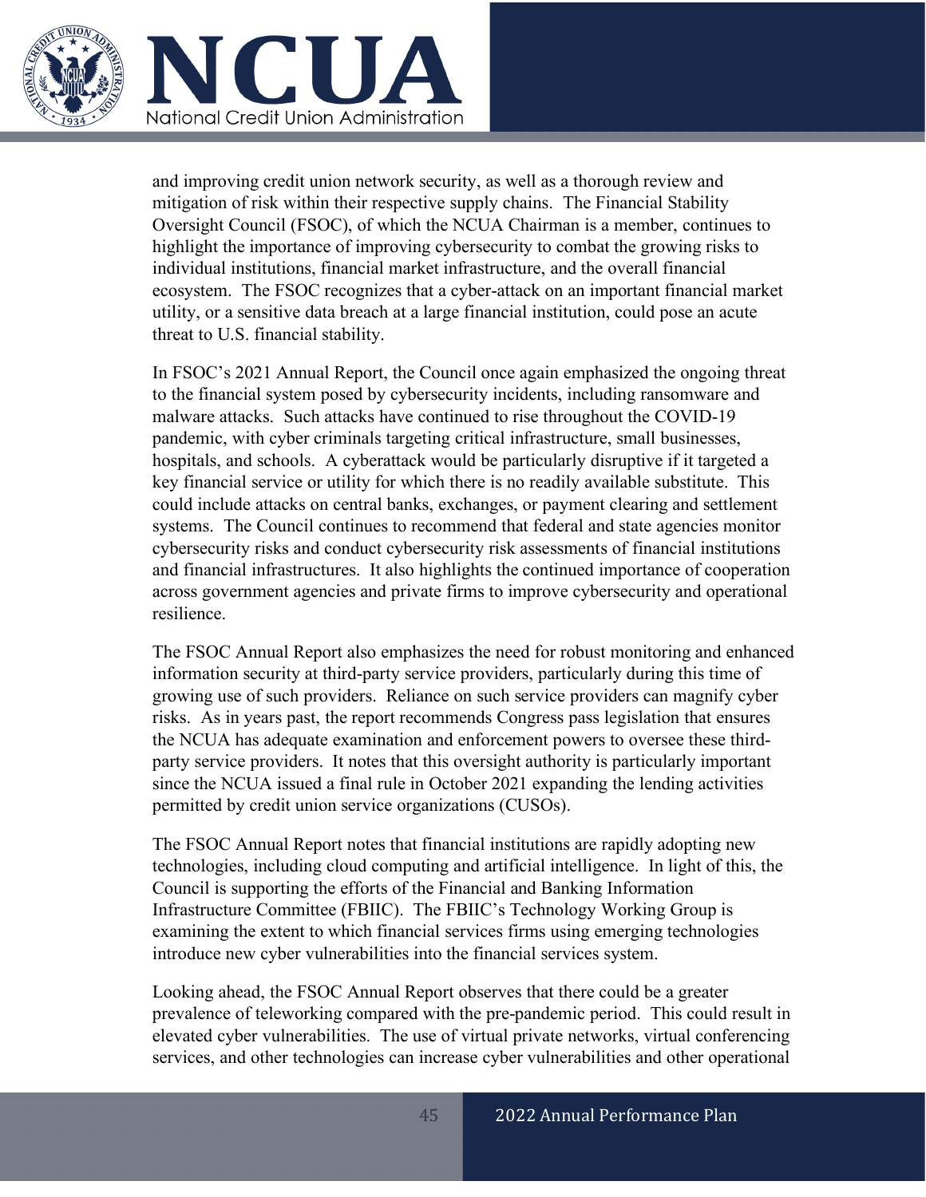and improving credit union network security, as well as a thorough review and mitigation of risk within their respective supply chains. The Financial Stability Oversight Council (FSOC), of which the NCUA Chairman is a member, continues to highlight the importance of improving cybersecurity to combat the growing risks to individual institutions, financial market infrastructure, and the overall financial ecosystem. The FSOC recognizes that a cyber-attack on an important financial market utility, or a sensitive data breach at a large financial institution, could pose an acute threat to U.S. financial stability.

In FSOC's 2021 Annual Report, the Council once again emphasized the ongoing threat to the financial system posed by cybersecurity incidents, including ransomware and malware attacks. Such attacks have continued to rise throughout the COVID-19 pandemic, with cyber criminals targeting critical infrastructure, small businesses, hospitals, and schools. A cyberattack would be particularly disruptive if it targeted a key financial service or utility for which there is no readily available substitute. This could include attacks on central banks, exchanges, or payment clearing and settlement systems. The Council continues to recommend that federal and state agencies monitor cybersecurity risks and conduct cybersecurity risk assessments of financial institutions and financial infrastructures. It also highlights the continued importance of cooperation across government agencies and private firms to improve cybersecurity and operational resilience.

The FSOC Annual Report also emphasizes the need for robust monitoring and enhanced information security at third-party service providers, particularly during this time of growing use of such providers. Reliance on such service providers can magnify cyber risks. As in years past, the report recommends Congress pass legislation that ensures the NCUA has adequate examination and enforcement powers to oversee these third-party service providers. It notes that this oversight authority is particularly important since the NCUA issued a final rule in October 2021 expanding the lending activities permitted by credit union service organizations (CUSOs).

The FSOC Annual Report notes that financial institutions are rapidly adopting new technologies, including cloud computing and artificial intelligence. In light of this, the Council is supporting the efforts of the Financial and Banking Information Infrastructure Committee (FBIIC). The FBIIC's Technology Working Group is examining the extent to which financial services firms using emerging technologies introduce new cyber vulnerabilities into the financial services system.

Looking ahead, the FSOC Annual Report observes that there could be a greater prevalence of teleworking compared with the pre-pandemic period. This could result in elevated cyber vulnerabilities. The use of virtual private networks, virtual conferencing services, and other technologies can increase cyber vulnerabilities and other operational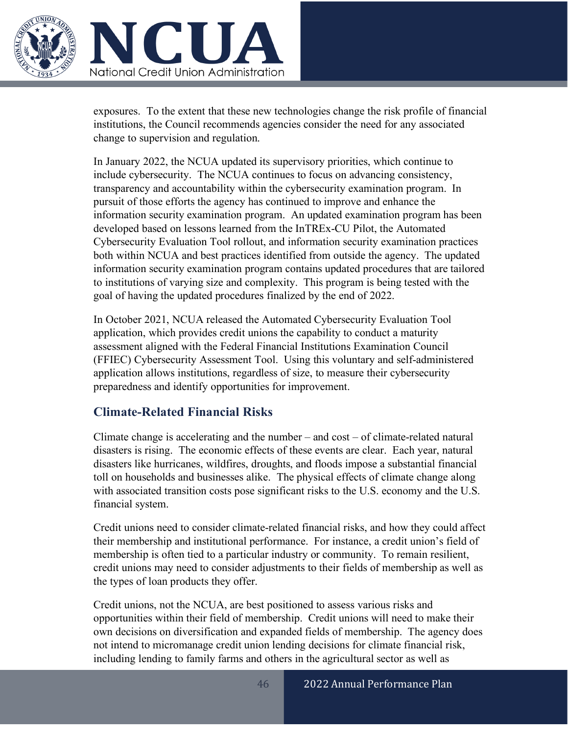exposures. To the extent that these new technologies change the risk profile of financial institutions, the Council recommends agencies consider the need for any associated change to supervision and regulation.

In January 2022, the NCUA updated its supervisory priorities, which continue to include cybersecurity. The NCUA continues to focus on advancing consistency, transparency and accountability within the cybersecurity examination program. In pursuit of those efforts the agency has continued to improve and enhance the information security examination program. An updated examination program has been developed based on lessons learned from the InTREx-CU Pilot, the Automated Cybersecurity Evaluation Tool rollout, and information security examination practices both within NCUA and best practices identified from outside the agency. The updated information security examination program contains updated procedures that are tailored to institutions of varying size and complexity. This program is being tested with the goal of having the updated procedures finalized by the end of 2022.

In October 2021, NCUA released the Automated Cybersecurity Evaluation Tool application, which provides credit unions the capability to conduct a maturity assessment aligned with the Federal Financial Institutions Examination Council (FFIEC) Cybersecurity Assessment Tool. Using this voluntary and self-administered application allows institutions, regardless of size, to measure their cybersecurity preparedness and identify opportunities for improvement.

## Climate-Related Financial Risks

Climate change is accelerating and the number – and cost – of climate-related natural disasters is rising. The economic effects of these events are clear. Each year, natural disasters like hurricanes, wildfires, droughts, and floods impose a substantial financial toll on households and businesses alike. The physical effects of climate change along with associated transition costs pose significant risks to the U.S. economy and the U.S. financial system.

Credit unions need to consider climate-related financial risks, and how they could affect their membership and institutional performance. For instance, a credit union's field of membership is often tied to a particular industry or community. To remain resilient, credit unions may need to consider adjustments to their fields of membership as well as the types of loan products they offer.

Credit unions, not the NCUA, are best positioned to assess various risks and opportunities within their field of membership. Credit unions will need to make their own decisions on diversification and expanded fields of membership. The agency does not intend to micromanage credit union lending decisions for climate financial risk, including lending to family farms and others in the agricultural sector as well as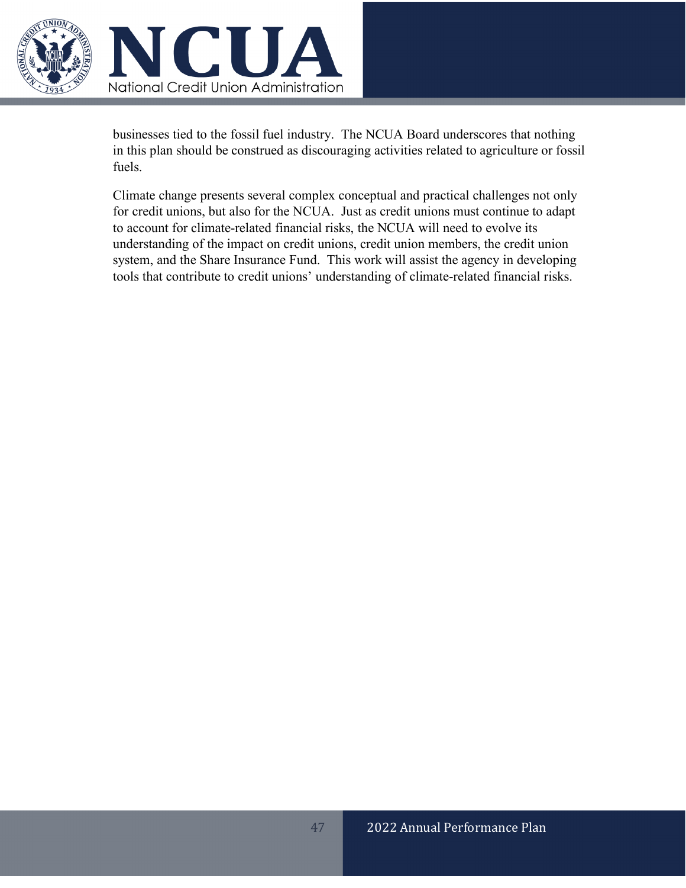businesses tied to the fossil fuel industry. The NCUA Board underscores that nothing in this plan should be construed as discouraging activities related to agriculture or fossil fuels.

Climate change presents several complex conceptual and practical challenges not only for credit unions, but also for the NCUA. Just as credit unions must continue to adapt to account for climate-related financial risks, the NCUA will need to evolve its understanding of the impact on credit unions, credit union members, the credit union system, and the Share Insurance Fund. This work will assist the agency in developing tools that contribute to credit unions' understanding of climate-related financial risks.